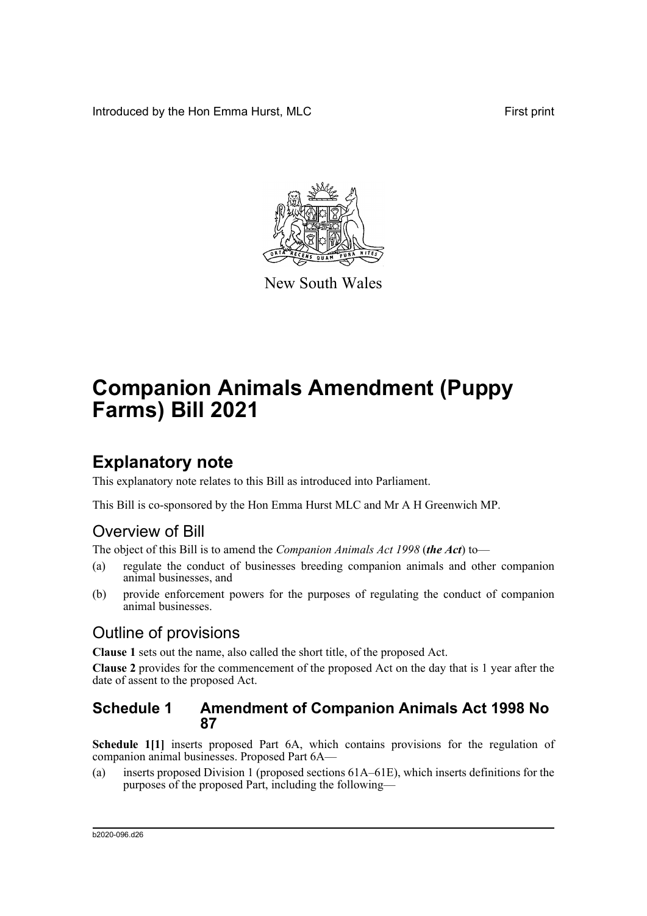Introduced by the Hon Emma Hurst, MLC

First print

New South Wales

# Companion Animals Amendment (Puppy Farms) Bill 2021

## Explanatory note

This explanatory note relates to this Bill as introduced into Parliament.

This Bill is co-sponsored by the Hon Emma Hurst MLC and Mr A H Greenwich MP.

### Overview of Bill

The object of this Bill is to amend the *Companion Animals Act 1998* (***the Act***) to—

(a) regulate the conduct of businesses breeding companion animals and other companion animal businesses, and

(b) provide enforcement powers for the purposes of regulating the conduct of companion animal businesses.

### Outline of provisions

**Clause 1** sets out the name, also called the short title, of the proposed Act.

**Clause 2** provides for the commencement of the proposed Act on the day that is 1 year after the date of assent to the proposed Act.

### Schedule 1 Amendment of Companion Animals Act 1998 No 87

**Schedule 1[1]** inserts proposed Part 6A, which contains provisions for the regulation of companion animal businesses. Proposed Part 6A—

(a) inserts proposed Division 1 (proposed sections 61A–61E), which inserts definitions for the purposes of the proposed Part, including the following—

b2020-096.d26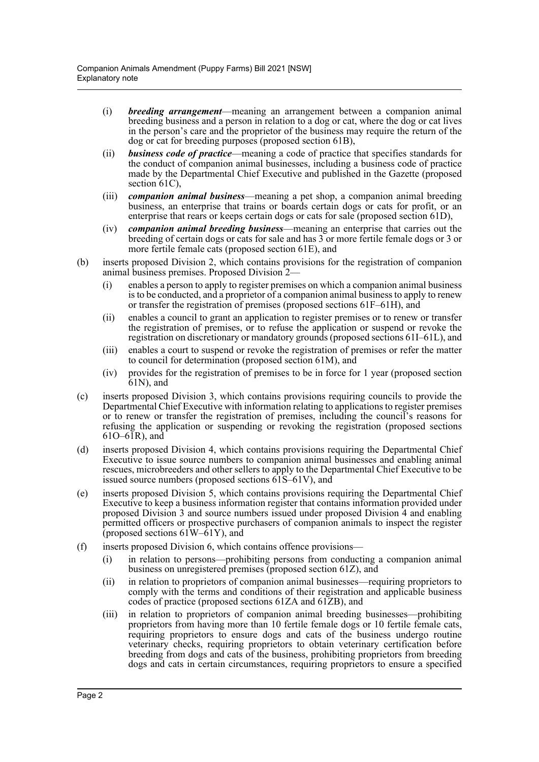- (i) ***breeding arrangement***—meaning an arrangement between a companion animal breeding business and a person in relation to a dog or cat, where the dog or cat lives in the person's care and the proprietor of the business may require the return of the dog or cat for breeding purposes (proposed section 61B),
- (ii) ***business code of practice***—meaning a code of practice that specifies standards for the conduct of companion animal businesses, including a business code of practice made by the Departmental Chief Executive and published in the Gazette (proposed section 61C),
- (iii) ***companion animal business***—meaning a pet shop, a companion animal breeding business, an enterprise that trains or boards certain dogs or cats for profit, or an enterprise that rears or keeps certain dogs or cats for sale (proposed section 61D),
- (iv) ***companion animal breeding business***—meaning an enterprise that carries out the breeding of certain dogs or cats for sale and has 3 or more fertile female dogs or 3 or more fertile female cats (proposed section 61E), and

(b) inserts proposed Division 2, which contains provisions for the registration of companion animal business premises. Proposed Division 2—

- (i) enables a person to apply to register premises on which a companion animal business is to be conducted, and a proprietor of a companion animal business to apply to renew or transfer the registration of premises (proposed sections 61F–61H), and
- (ii) enables a council to grant an application to register premises or to renew or transfer the registration of premises, or to refuse the application or suspend or revoke the registration on discretionary or mandatory grounds (proposed sections 61I–61L), and
- (iii) enables a court to suspend or revoke the registration of premises or refer the matter to council for determination (proposed section 61M), and
- (iv) provides for the registration of premises to be in force for 1 year (proposed section 61N), and

(c) inserts proposed Division 3, which contains provisions requiring councils to provide the Departmental Chief Executive with information relating to applications to register premises or to renew or transfer the registration of premises, including the council's reasons for refusing the application or suspending or revoking the registration (proposed sections 61O–61R), and

(d) inserts proposed Division 4, which contains provisions requiring the Departmental Chief Executive to issue source numbers to companion animal businesses and enabling animal rescues, microbreeders and other sellers to apply to the Departmental Chief Executive to be issued source numbers (proposed sections 61S–61V), and

(e) inserts proposed Division 5, which contains provisions requiring the Departmental Chief Executive to keep a business information register that contains information provided under proposed Division 3 and source numbers issued under proposed Division 4 and enabling permitted officers or prospective purchasers of companion animals to inspect the register (proposed sections 61W–61Y), and

(f) inserts proposed Division 6, which contains offence provisions—

- (i) in relation to persons—prohibiting persons from conducting a companion animal business on unregistered premises (proposed section 61Z), and
- (ii) in relation to proprietors of companion animal businesses—requiring proprietors to comply with the terms and conditions of their registration and applicable business codes of practice (proposed sections 61ZA and 61ZB), and
- (iii) in relation to proprietors of companion animal breeding businesses—prohibiting proprietors from having more than 10 fertile female dogs or 10 fertile female cats, requiring proprietors to ensure dogs and cats of the business undergo routine veterinary checks, requiring proprietors to obtain veterinary certification before breeding from dogs and cats of the business, prohibiting proprietors from breeding dogs and cats in certain circumstances, requiring proprietors to ensure a specified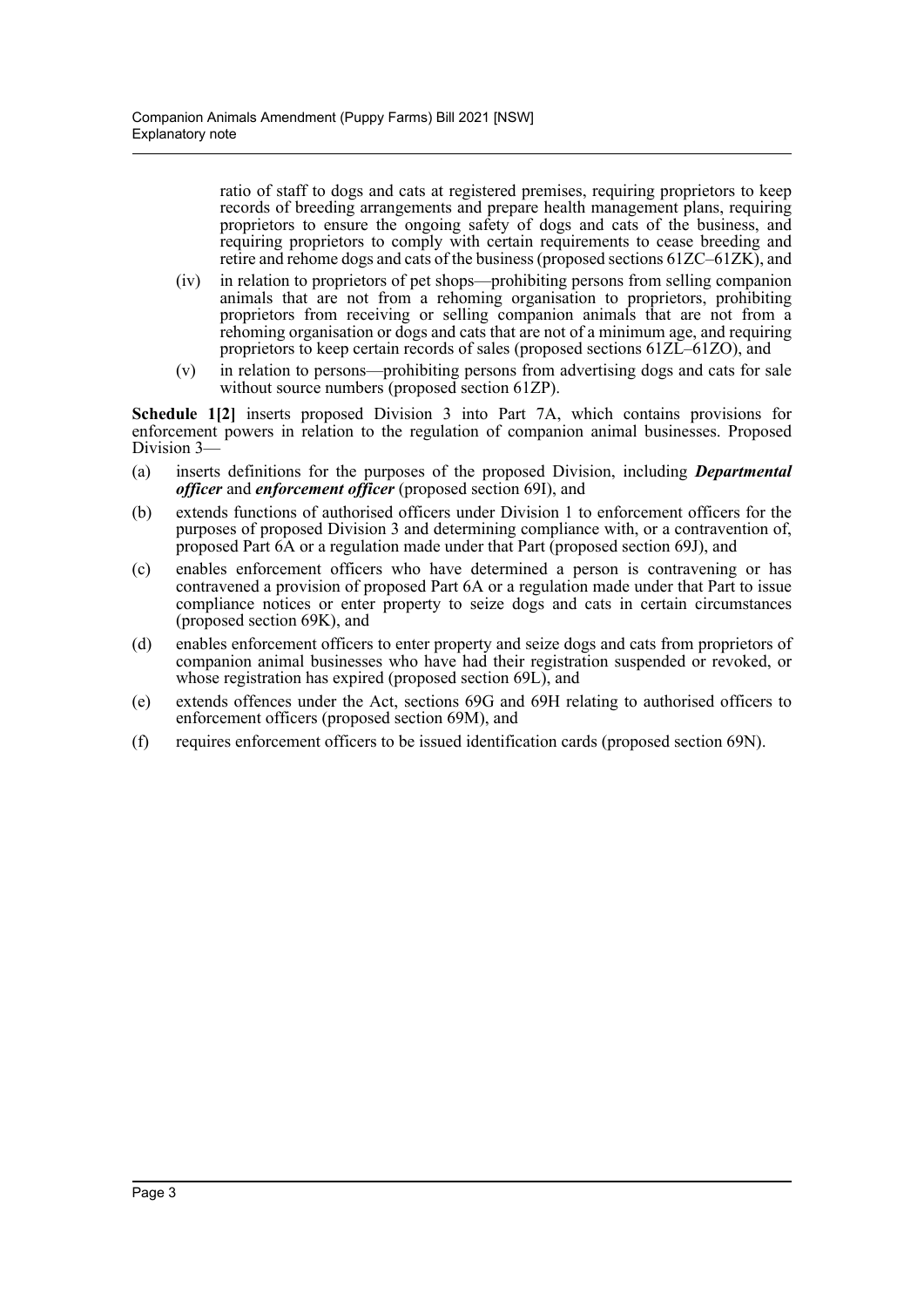ratio of staff to dogs and cats at registered premises, requiring proprietors to keep records of breeding arrangements and prepare health management plans, requiring proprietors to ensure the ongoing safety of dogs and cats of the business, and requiring proprietors to comply with certain requirements to cease breeding and retire and rehome dogs and cats of the business (proposed sections 61ZC–61ZK), and

(iv) in relation to proprietors of pet shops—prohibiting persons from selling companion animals that are not from a rehoming organisation to proprietors, prohibiting proprietors from receiving or selling companion animals that are not from a rehoming organisation or dogs and cats that are not of a minimum age, and requiring proprietors to keep certain records of sales (proposed sections 61ZL–61ZO), and

(v) in relation to persons—prohibiting persons from advertising dogs and cats for sale without source numbers (proposed section 61ZP).

**Schedule 1[2]** inserts proposed Division 3 into Part 7A, which contains provisions for enforcement powers in relation to the regulation of companion animal businesses. Proposed Division 3—

(a) inserts definitions for the purposes of the proposed Division, including ***Departmental officer*** and ***enforcement officer*** (proposed section 69I), and

(b) extends functions of authorised officers under Division 1 to enforcement officers for the purposes of proposed Division 3 and determining compliance with, or a contravention of, proposed Part 6A or a regulation made under that Part (proposed section 69J), and

(c) enables enforcement officers who have determined a person is contravening or has contravened a provision of proposed Part 6A or a regulation made under that Part to issue compliance notices or enter property to seize dogs and cats in certain circumstances (proposed section 69K), and

(d) enables enforcement officers to enter property and seize dogs and cats from proprietors of companion animal businesses who have had their registration suspended or revoked, or whose registration has expired (proposed section 69L), and

(e) extends offences under the Act, sections 69G and 69H relating to authorised officers to enforcement officers (proposed section 69M), and

(f) requires enforcement officers to be issued identification cards (proposed section 69N).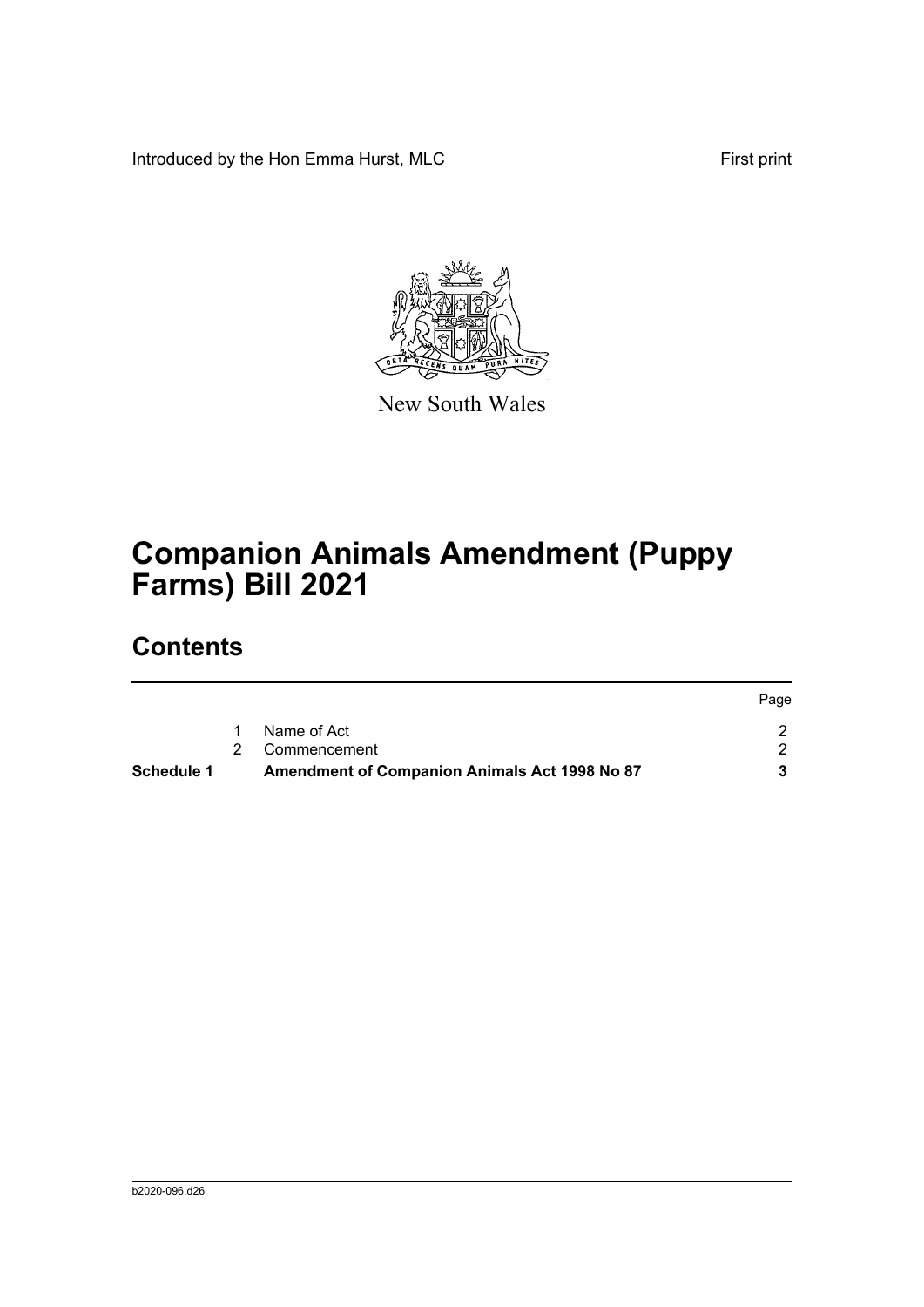Introduced by the Hon Emma Hurst, MLC First print

New South Wales

# Companion Animals Amendment (Puppy Farms) Bill 2021

## Contents

| | | | Page |
|---|---|---|---|
| | 1 | Name of Act | 2 |
| | 2 | Commencement | 2 |
| **Schedule 1** | | **Amendment of Companion Animals Act 1998 No 87** | **3** |

b2020-096.d26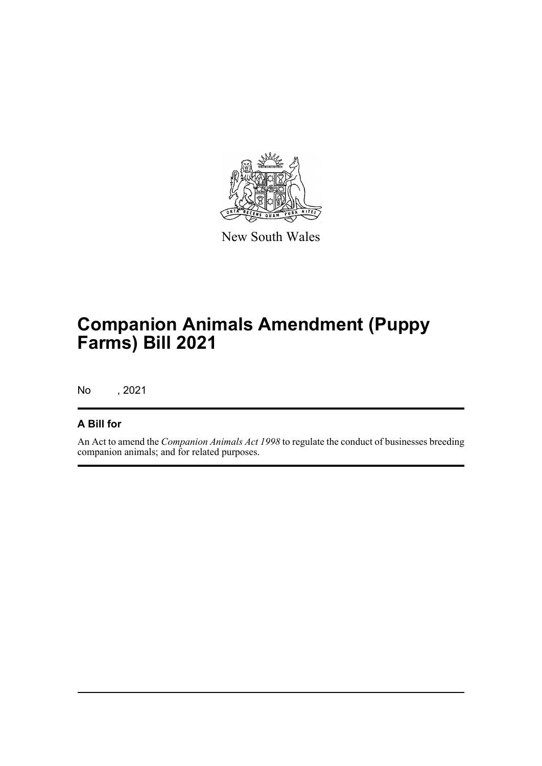New South Wales

# Companion Animals Amendment (Puppy Farms) Bill 2021

No , 2021

## A Bill for

An Act to amend the *Companion Animals Act 1998* to regulate the conduct of businesses breeding companion animals; and for related purposes.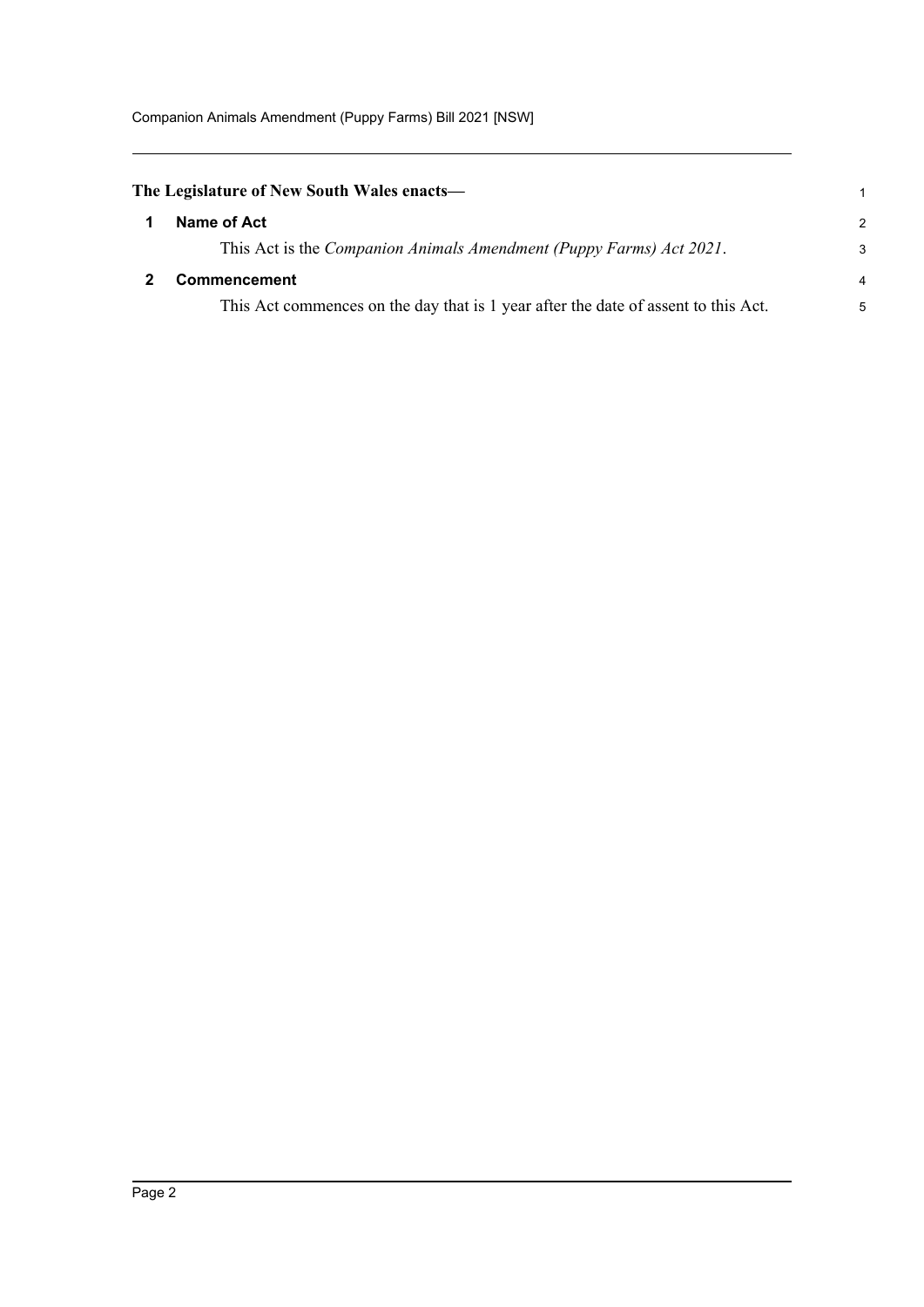**The Legislature of New South Wales enacts—**

## 1 Name of Act

This Act is the *Companion Animals Amendment (Puppy Farms) Act 2021*.

## 2 Commencement

This Act commences on the day that is 1 year after the date of assent to this Act.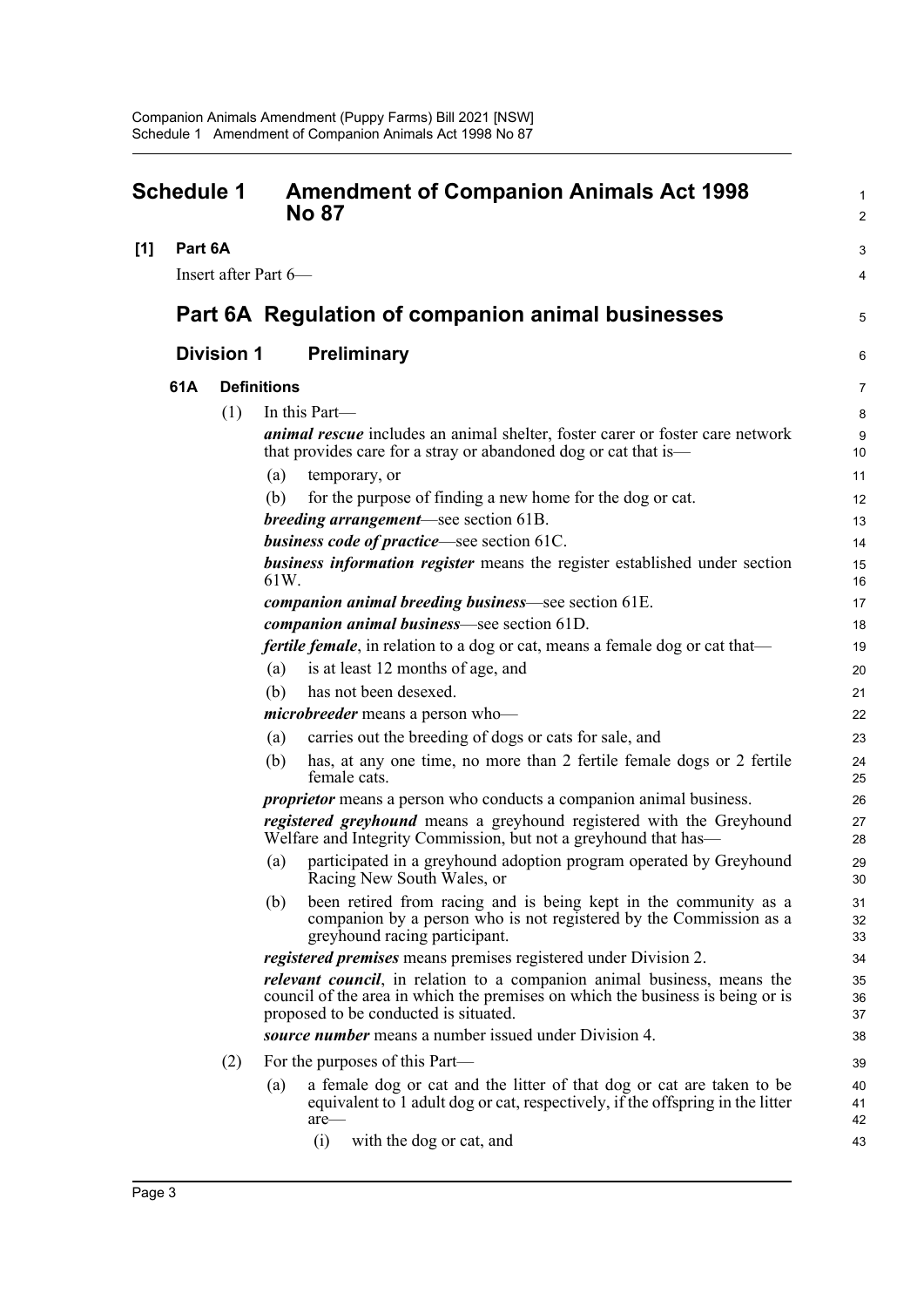# Schedule 1 Amendment of Companion Animals Act 1998 No 87

**[1] Part 6A**

Insert after Part 6—

## Part 6A Regulation of companion animal businesses

### Division 1 Preliminary

**61A Definitions**

(1) In this Part—

***animal rescue*** includes an animal shelter, foster carer or foster care network that provides care for a stray or abandoned dog or cat that is—

(a) temporary, or

(b) for the purpose of finding a new home for the dog or cat.

***breeding arrangement***—see section 61B.

***business code of practice***—see section 61C.

***business information register*** means the register established under section 61W.

***companion animal breeding business***—see section 61E.

***companion animal business***—see section 61D.

***fertile female***, in relation to a dog or cat, means a female dog or cat that—

(a) is at least 12 months of age, and

(b) has not been desexed.

***microbreeder*** means a person who—

(a) carries out the breeding of dogs or cats for sale, and

(b) has, at any one time, no more than 2 fertile female dogs or 2 fertile female cats.

***proprietor*** means a person who conducts a companion animal business.

***registered greyhound*** means a greyhound registered with the Greyhound Welfare and Integrity Commission, but not a greyhound that has—

(a) participated in a greyhound adoption program operated by Greyhound Racing New South Wales, or

(b) been retired from racing and is being kept in the community as a companion by a person who is not registered by the Commission as a greyhound racing participant.

***registered premises*** means premises registered under Division 2.

***relevant council***, in relation to a companion animal business, means the council of the area in which the premises on which the business is being or is proposed to be conducted is situated.

***source number*** means a number issued under Division 4.

(2) For the purposes of this Part—

(a) a female dog or cat and the litter of that dog or cat are taken to be equivalent to 1 adult dog or cat, respectively, if the offspring in the litter are—

(i) with the dog or cat, and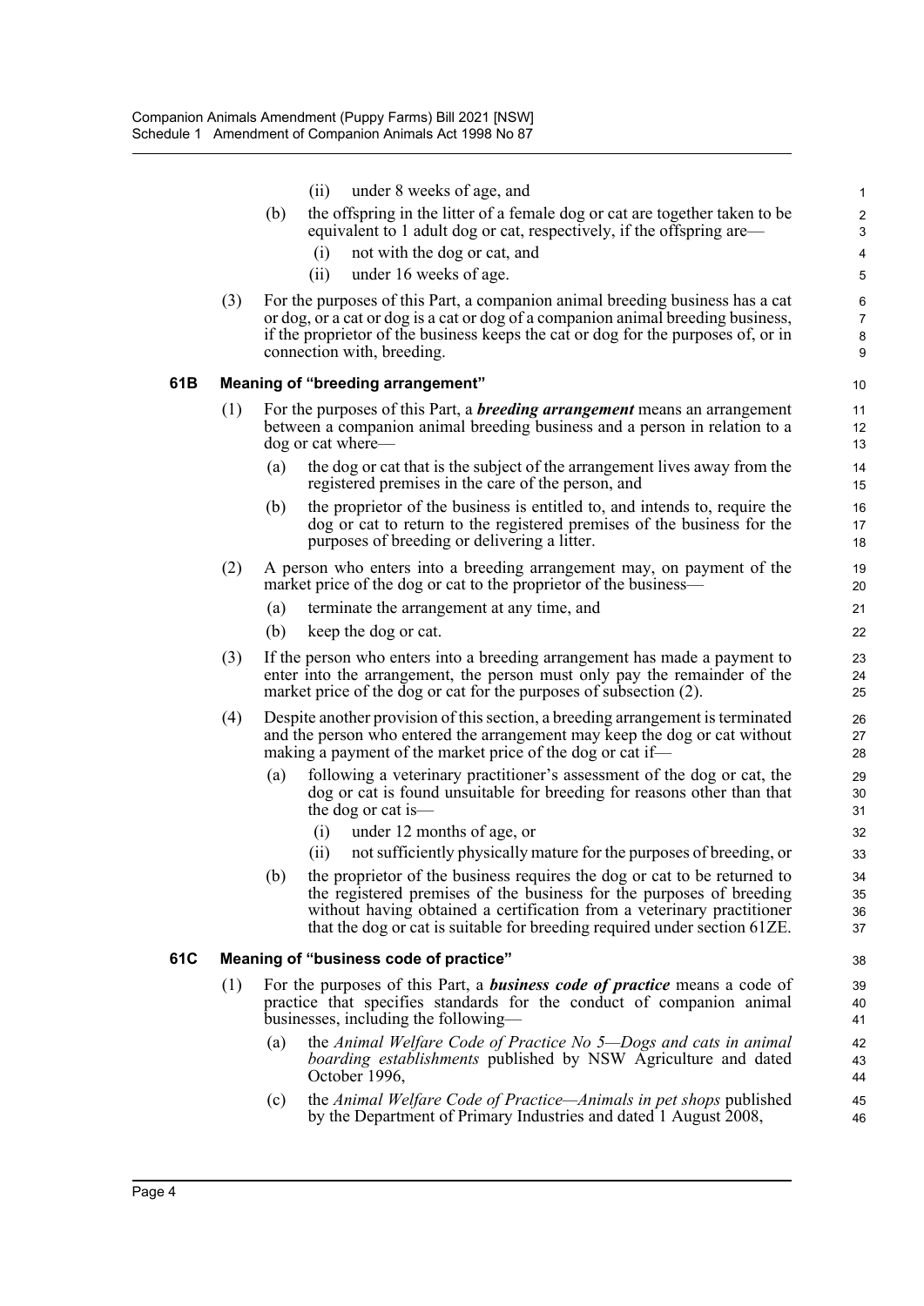(ii) under 8 weeks of age, and

(b) the offspring in the litter of a female dog or cat are together taken to be equivalent to 1 adult dog or cat, respectively, if the offspring are—

(i) not with the dog or cat, and

(ii) under 16 weeks of age.

(3) For the purposes of this Part, a companion animal breeding business has a cat or dog, or a cat or dog is a cat or dog of a companion animal breeding business, if the proprietor of the business keeps the cat or dog for the purposes of, or in connection with, breeding.

### 61B Meaning of "breeding arrangement"

(1) For the purposes of this Part, a ***breeding arrangement*** means an arrangement between a companion animal breeding business and a person in relation to a dog or cat where—

(a) the dog or cat that is the subject of the arrangement lives away from the registered premises in the care of the person, and

(b) the proprietor of the business is entitled to, and intends to, require the dog or cat to return to the registered premises of the business for the purposes of breeding or delivering a litter.

(2) A person who enters into a breeding arrangement may, on payment of the market price of the dog or cat to the proprietor of the business—

(a) terminate the arrangement at any time, and

(b) keep the dog or cat.

(3) If the person who enters into a breeding arrangement has made a payment to enter into the arrangement, the person must only pay the remainder of the market price of the dog or cat for the purposes of subsection (2).

(4) Despite another provision of this section, a breeding arrangement is terminated and the person who entered the arrangement may keep the dog or cat without making a payment of the market price of the dog or cat if—

(a) following a veterinary practitioner's assessment of the dog or cat, the dog or cat is found unsuitable for breeding for reasons other than that the dog or cat is—

(i) under 12 months of age, or

(ii) not sufficiently physically mature for the purposes of breeding, or

(b) the proprietor of the business requires the dog or cat to be returned to the registered premises of the business for the purposes of breeding without having obtained a certification from a veterinary practitioner that the dog or cat is suitable for breeding required under section 61ZE.

### 61C Meaning of "business code of practice"

(1) For the purposes of this Part, a ***business code of practice*** means a code of practice that specifies standards for the conduct of companion animal businesses, including the following—

(a) the *Animal Welfare Code of Practice No 5—Dogs and cats in animal boarding establishments* published by NSW Agriculture and dated October 1996,

(c) the *Animal Welfare Code of Practice—Animals in pet shops* published by the Department of Primary Industries and dated 1 August 2008,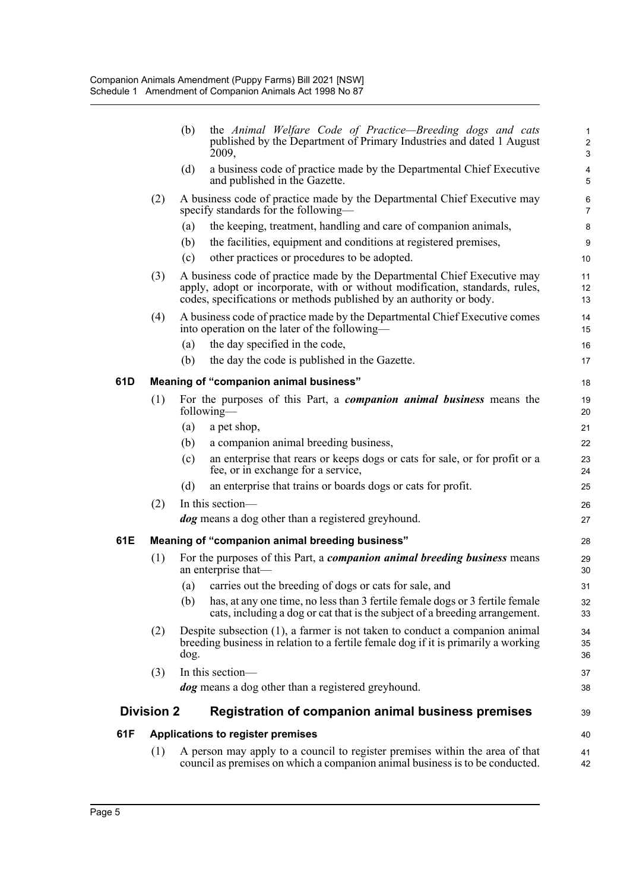(b) the *Animal Welfare Code of Practice—Breeding dogs and cats* published by the Department of Primary Industries and dated 1 August 2009,

(d) a business code of practice made by the Departmental Chief Executive and published in the Gazette.

(2) A business code of practice made by the Departmental Chief Executive may specify standards for the following—

(a) the keeping, treatment, handling and care of companion animals,

(b) the facilities, equipment and conditions at registered premises,

(c) other practices or procedures to be adopted.

(3) A business code of practice made by the Departmental Chief Executive may apply, adopt or incorporate, with or without modification, standards, rules, codes, specifications or methods published by an authority or body.

(4) A business code of practice made by the Departmental Chief Executive comes into operation on the later of the following—

(a) the day specified in the code,

(b) the day the code is published in the Gazette.

### 61D Meaning of "companion animal business"

(1) For the purposes of this Part, a ***companion animal business*** means the following—

(a) a pet shop,

(b) a companion animal breeding business,

(c) an enterprise that rears or keeps dogs or cats for sale, or for profit or a fee, or in exchange for a service,

(d) an enterprise that trains or boards dogs or cats for profit.

(2) In this section—

***dog*** means a dog other than a registered greyhound.

### 61E Meaning of "companion animal breeding business"

(1) For the purposes of this Part, a ***companion animal breeding business*** means an enterprise that—

(a) carries out the breeding of dogs or cats for sale, and

(b) has, at any one time, no less than 3 fertile female dogs or 3 fertile female cats, including a dog or cat that is the subject of a breeding arrangement.

(2) Despite subsection (1), a farmer is not taken to conduct a companion animal breeding business in relation to a fertile female dog if it is primarily a working dog.

(3) In this section—

***dog*** means a dog other than a registered greyhound.

## Division 2 Registration of companion animal business premises

### 61F Applications to register premises

(1) A person may apply to a council to register premises within the area of that council as premises on which a companion animal business is to be conducted.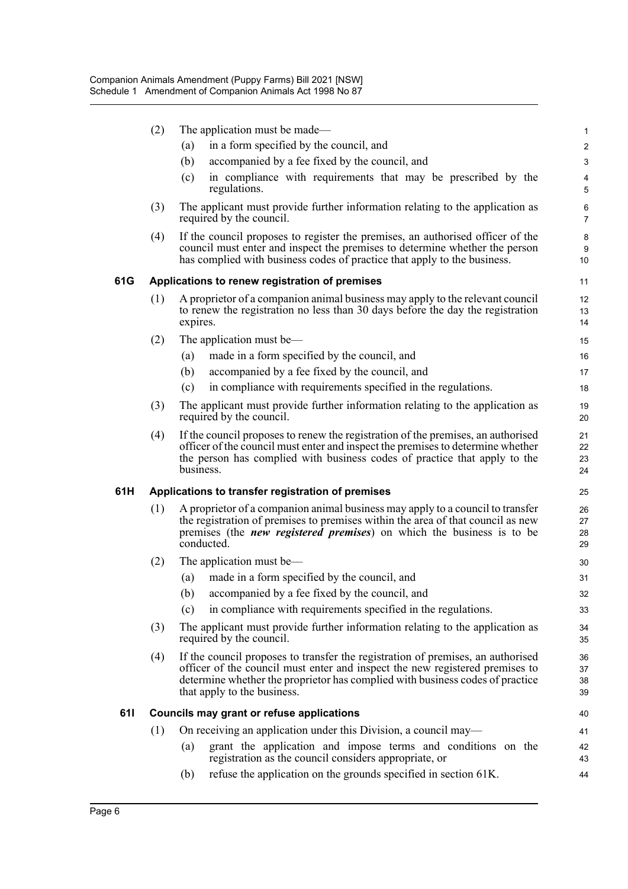(2) The application must be made—

(a) in a form specified by the council, and

(b) accompanied by a fee fixed by the council, and

(c) in compliance with requirements that may be prescribed by the regulations.

(3) The applicant must provide further information relating to the application as required by the council.

(4) If the council proposes to register the premises, an authorised officer of the council must enter and inspect the premises to determine whether the person has complied with business codes of practice that apply to the business.

### 61G Applications to renew registration of premises

(1) A proprietor of a companion animal business may apply to the relevant council to renew the registration no less than 30 days before the day the registration expires.

(2) The application must be—

(a) made in a form specified by the council, and

(b) accompanied by a fee fixed by the council, and

(c) in compliance with requirements specified in the regulations.

(3) The applicant must provide further information relating to the application as required by the council.

(4) If the council proposes to renew the registration of the premises, an authorised officer of the council must enter and inspect the premises to determine whether the person has complied with business codes of practice that apply to the business.

### 61H Applications to transfer registration of premises

(1) A proprietor of a companion animal business may apply to a council to transfer the registration of premises to premises within the area of that council as new premises (the ***new registered premises***) on which the business is to be conducted.

(2) The application must be—

(a) made in a form specified by the council, and

(b) accompanied by a fee fixed by the council, and

(c) in compliance with requirements specified in the regulations.

(3) The applicant must provide further information relating to the application as required by the council.

(4) If the council proposes to transfer the registration of premises, an authorised officer of the council must enter and inspect the new registered premises to determine whether the proprietor has complied with business codes of practice that apply to the business.

### 61I Councils may grant or refuse applications

(1) On receiving an application under this Division, a council may—

(a) grant the application and impose terms and conditions on the registration as the council considers appropriate, or

(b) refuse the application on the grounds specified in section 61K.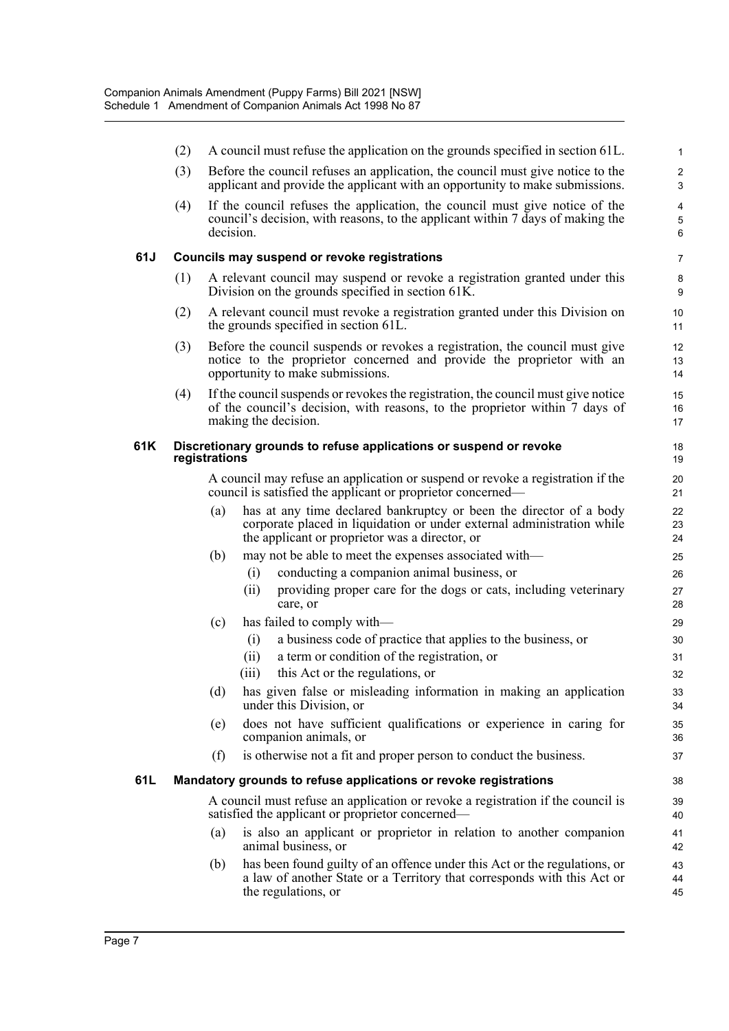(2) A council must refuse the application on the grounds specified in section 61L.

(3) Before the council refuses an application, the council must give notice to the applicant and provide the applicant with an opportunity to make submissions.

(4) If the council refuses the application, the council must give notice of the council's decision, with reasons, to the applicant within 7 days of making the decision.

### 61J Councils may suspend or revoke registrations

(1) A relevant council may suspend or revoke a registration granted under this Division on the grounds specified in section 61K.

(2) A relevant council must revoke a registration granted under this Division on the grounds specified in section 61L.

(3) Before the council suspends or revokes a registration, the council must give notice to the proprietor concerned and provide the proprietor with an opportunity to make submissions.

(4) If the council suspends or revokes the registration, the council must give notice of the council's decision, with reasons, to the proprietor within 7 days of making the decision.

### 61K Discretionary grounds to refuse applications or suspend or revoke registrations

A council may refuse an application or suspend or revoke a registration if the council is satisfied the applicant or proprietor concerned—

(a) has at any time declared bankruptcy or been the director of a body corporate placed in liquidation or under external administration while the applicant or proprietor was a director, or

(b) may not be able to meet the expenses associated with—

 (i) conducting a companion animal business, or

 (ii) providing proper care for the dogs or cats, including veterinary care, or

(c) has failed to comply with—

 (i) a business code of practice that applies to the business, or

 (ii) a term or condition of the registration, or

 (iii) this Act or the regulations, or

(d) has given false or misleading information in making an application under this Division, or

(e) does not have sufficient qualifications or experience in caring for companion animals, or

(f) is otherwise not a fit and proper person to conduct the business.

### 61L Mandatory grounds to refuse applications or revoke registrations

A council must refuse an application or revoke a registration if the council is satisfied the applicant or proprietor concerned—

(a) is also an applicant or proprietor in relation to another companion animal business, or

(b) has been found guilty of an offence under this Act or the regulations, or a law of another State or a Territory that corresponds with this Act or the regulations, or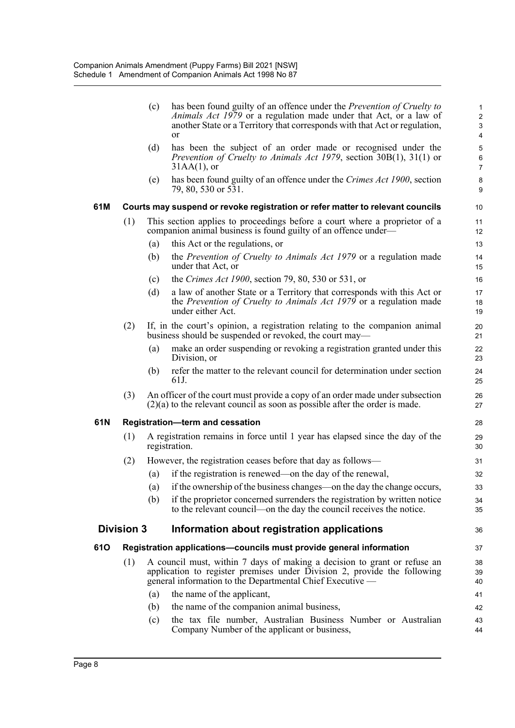(c) has been found guilty of an offence under the *Prevention of Cruelty to Animals Act 1979* or a regulation made under that Act, or a law of another State or a Territory that corresponds with that Act or regulation, or

(d) has been the subject of an order made or recognised under the *Prevention of Cruelty to Animals Act 1979*, section 30B(1), 31(1) or 31AA(1), or

(e) has been found guilty of an offence under the *Crimes Act 1900*, section 79, 80, 530 or 531.

### 61M Courts may suspend or revoke registration or refer matter to relevant councils

(1) This section applies to proceedings before a court where a proprietor of a companion animal business is found guilty of an offence under—

(a) this Act or the regulations, or

(b) the *Prevention of Cruelty to Animals Act 1979* or a regulation made under that Act, or

(c) the *Crimes Act 1900*, section 79, 80, 530 or 531, or

(d) a law of another State or a Territory that corresponds with this Act or the *Prevention of Cruelty to Animals Act 1979* or a regulation made under either Act.

(2) If, in the court's opinion, a registration relating to the companion animal business should be suspended or revoked, the court may—

(a) make an order suspending or revoking a registration granted under this Division, or

(b) refer the matter to the relevant council for determination under section 61J.

(3) An officer of the court must provide a copy of an order made under subsection (2)(a) to the relevant council as soon as possible after the order is made.

### 61N Registration—term and cessation

(1) A registration remains in force until 1 year has elapsed since the day of the registration.

(2) However, the registration ceases before that day as follows—

(a) if the registration is renewed—on the day of the renewal,

(a) if the ownership of the business changes—on the day the change occurs,

(b) if the proprietor concerned surrenders the registration by written notice to the relevant council—on the day the council receives the notice.

## Division 3 Information about registration applications

### 61O Registration applications—councils must provide general information

(1) A council must, within 7 days of making a decision to grant or refuse an application to register premises under Division 2, provide the following general information to the Departmental Chief Executive —

(a) the name of the applicant,

(b) the name of the companion animal business,

(c) the tax file number, Australian Business Number or Australian Company Number of the applicant or business,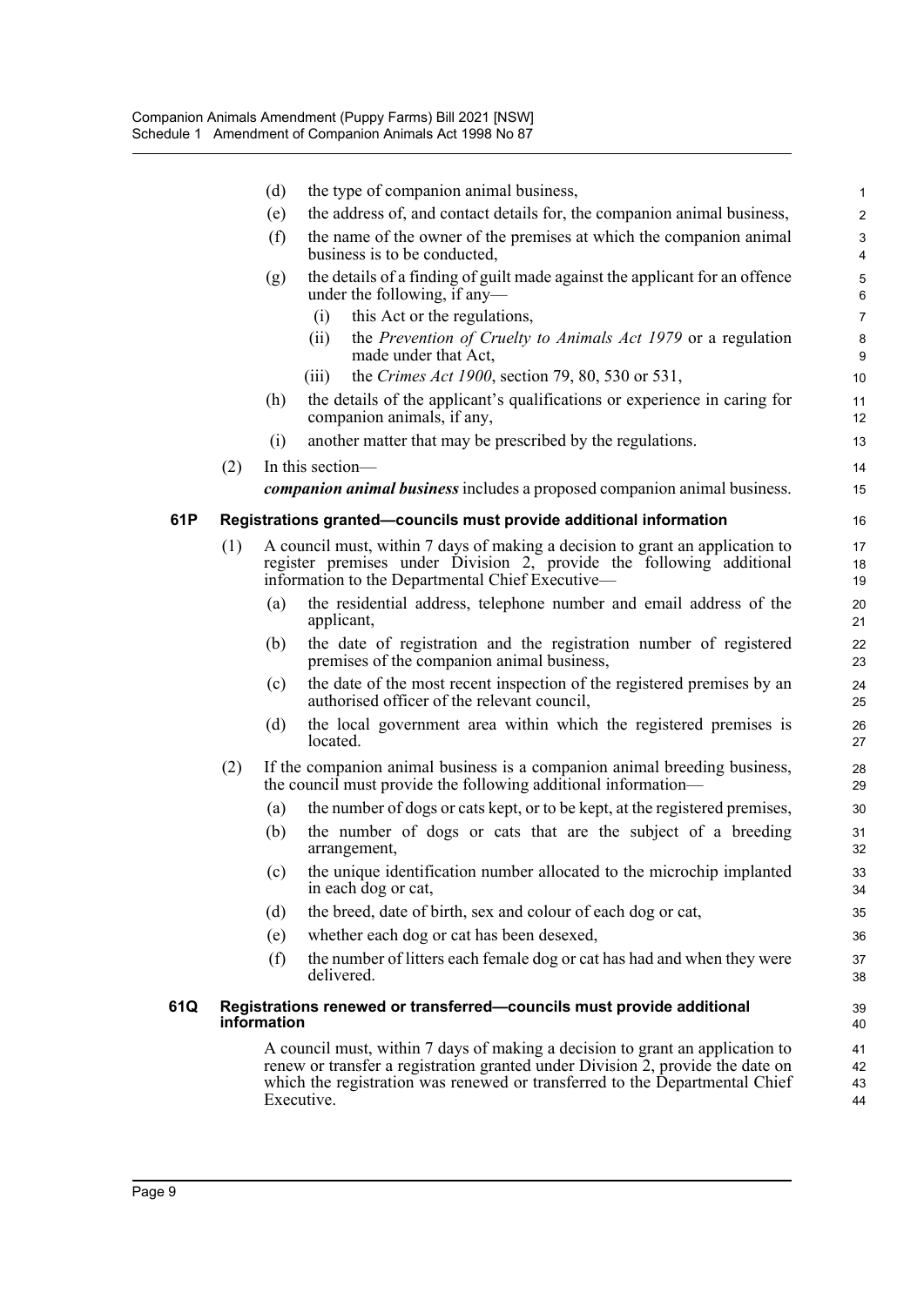(d) the type of companion animal business,

(e) the address of, and contact details for, the companion animal business,

(f) the name of the owner of the premises at which the companion animal business is to be conducted,

(g) the details of a finding of guilt made against the applicant for an offence under the following, if any—

  (i) this Act or the regulations,

  (ii) the *Prevention of Cruelty to Animals Act 1979* or a regulation made under that Act,

  (iii) the *Crimes Act 1900*, section 79, 80, 530 or 531,

(h) the details of the applicant's qualifications or experience in caring for companion animals, if any,

(i) another matter that may be prescribed by the regulations.

(2) In this section—

***companion animal business*** includes a proposed companion animal business.

### 61P Registrations granted—councils must provide additional information

(1) A council must, within 7 days of making a decision to grant an application to register premises under Division 2, provide the following additional information to the Departmental Chief Executive—

(a) the residential address, telephone number and email address of the applicant,

(b) the date of registration and the registration number of registered premises of the companion animal business,

(c) the date of the most recent inspection of the registered premises by an authorised officer of the relevant council,

(d) the local government area within which the registered premises is located.

(2) If the companion animal business is a companion animal breeding business, the council must provide the following additional information—

(a) the number of dogs or cats kept, or to be kept, at the registered premises,

(b) the number of dogs or cats that are the subject of a breeding arrangement,

(c) the unique identification number allocated to the microchip implanted in each dog or cat,

(d) the breed, date of birth, sex and colour of each dog or cat,

(e) whether each dog or cat has been desexed,

(f) the number of litters each female dog or cat has had and when they were delivered.

### 61Q Registrations renewed or transferred—councils must provide additional information

A council must, within 7 days of making a decision to grant an application to renew or transfer a registration granted under Division 2, provide the date on which the registration was renewed or transferred to the Departmental Chief Executive.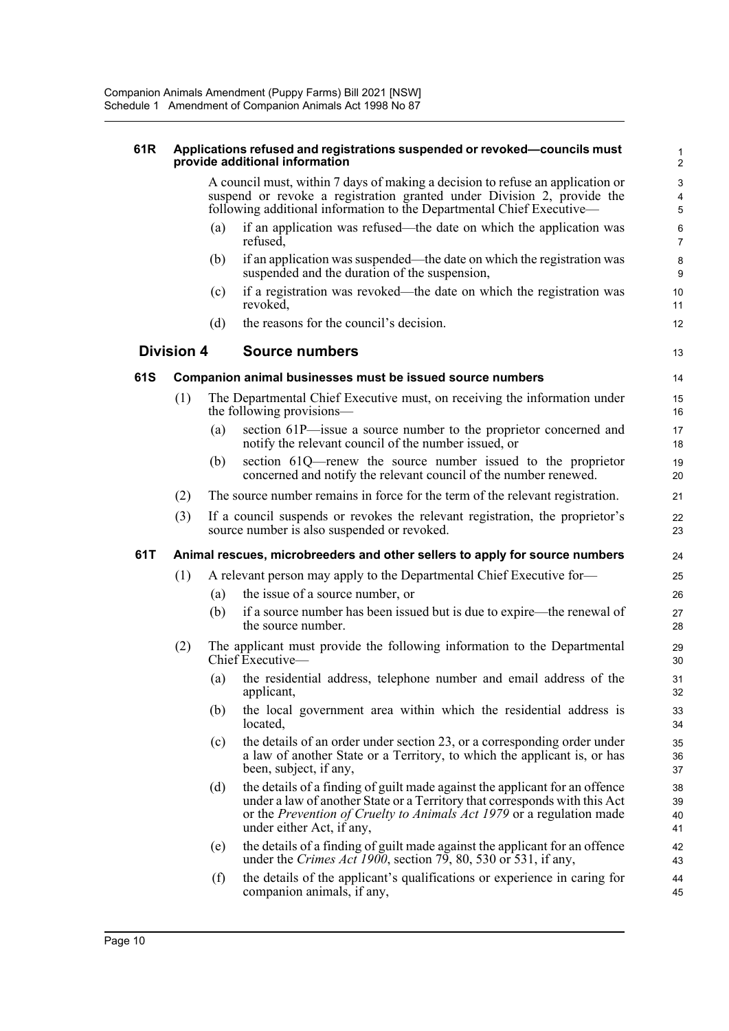**61R Applications refused and registrations suspended or revoked—councils must provide additional information**

A council must, within 7 days of making a decision to refuse an application or suspend or revoke a registration granted under Division 2, provide the following additional information to the Departmental Chief Executive—

(a) if an application was refused—the date on which the application was refused,

(b) if an application was suspended—the date on which the registration was suspended and the duration of the suspension,

(c) if a registration was revoked—the date on which the registration was revoked,

(d) the reasons for the council's decision.

## Division 4 Source numbers

**61S Companion animal businesses must be issued source numbers**

(1) The Departmental Chief Executive must, on receiving the information under the following provisions—

(a) section 61P—issue a source number to the proprietor concerned and notify the relevant council of the number issued, or

(b) section 61Q—renew the source number issued to the proprietor concerned and notify the relevant council of the number renewed.

(2) The source number remains in force for the term of the relevant registration.

(3) If a council suspends or revokes the relevant registration, the proprietor's source number is also suspended or revoked.

**61T Animal rescues, microbreeders and other sellers to apply for source numbers**

(1) A relevant person may apply to the Departmental Chief Executive for—

(a) the issue of a source number, or

(b) if a source number has been issued but is due to expire—the renewal of the source number.

(2) The applicant must provide the following information to the Departmental Chief Executive—

(a) the residential address, telephone number and email address of the applicant,

(b) the local government area within which the residential address is located,

(c) the details of an order under section 23, or a corresponding order under a law of another State or a Territory, to which the applicant is, or has been, subject, if any,

(d) the details of a finding of guilt made against the applicant for an offence under a law of another State or a Territory that corresponds with this Act or the *Prevention of Cruelty to Animals Act 1979* or a regulation made under either Act, if any,

(e) the details of a finding of guilt made against the applicant for an offence under the *Crimes Act 1900*, section 79, 80, 530 or 531, if any,

(f) the details of the applicant's qualifications or experience in caring for companion animals, if any,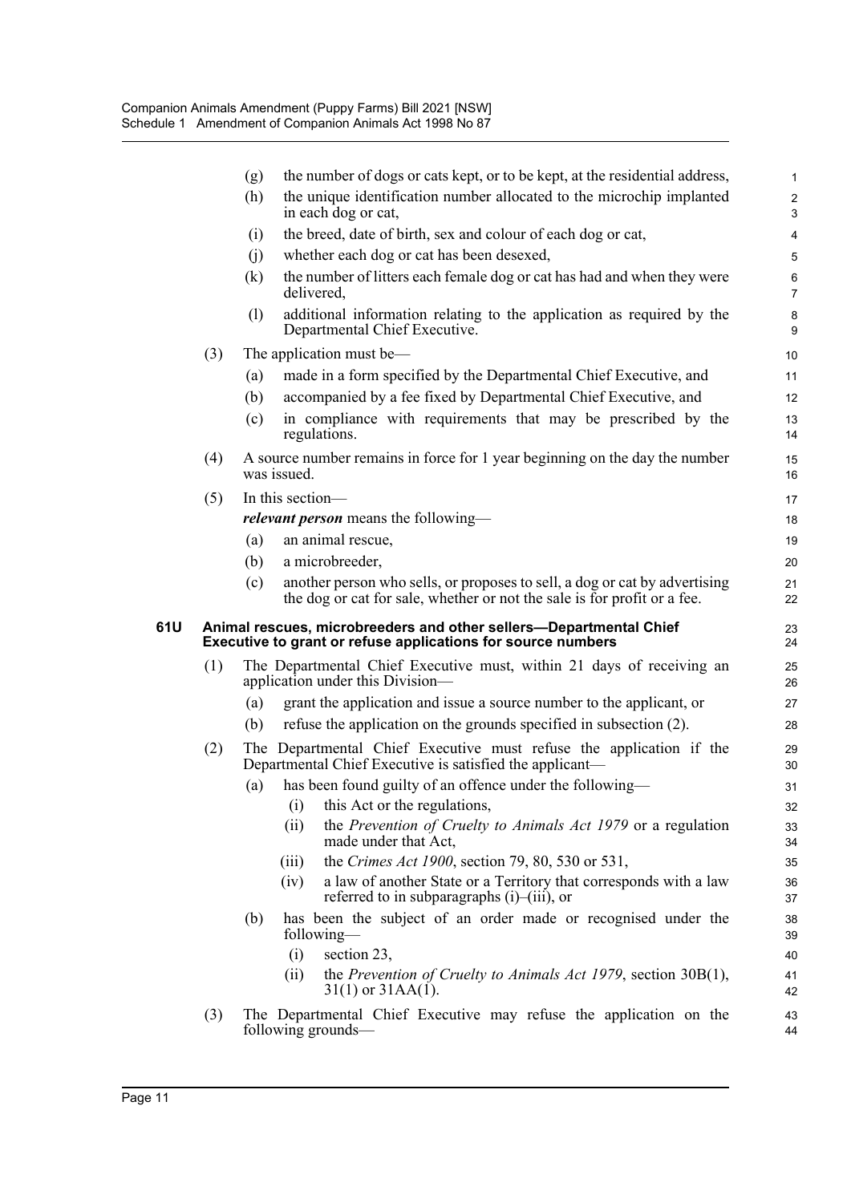(g) the number of dogs or cats kept, or to be kept, at the residential address,

(h) the unique identification number allocated to the microchip implanted in each dog or cat,

(i) the breed, date of birth, sex and colour of each dog or cat,

(j) whether each dog or cat has been desexed,

(k) the number of litters each female dog or cat has had and when they were delivered,

(l) additional information relating to the application as required by the Departmental Chief Executive.

(3) The application must be—

(a) made in a form specified by the Departmental Chief Executive, and

(b) accompanied by a fee fixed by Departmental Chief Executive, and

(c) in compliance with requirements that may be prescribed by the regulations.

(4) A source number remains in force for 1 year beginning on the day the number was issued.

(5) In this section—

***relevant person*** means the following—

(a) an animal rescue,

(b) a microbreeder,

(c) another person who sells, or proposes to sell, a dog or cat by advertising the dog or cat for sale, whether or not the sale is for profit or a fee.

**61U Animal rescues, microbreeders and other sellers—Departmental Chief Executive to grant or refuse applications for source numbers**

(1) The Departmental Chief Executive must, within 21 days of receiving an application under this Division—

(a) grant the application and issue a source number to the applicant, or

(b) refuse the application on the grounds specified in subsection (2).

(2) The Departmental Chief Executive must refuse the application if the Departmental Chief Executive is satisfied the applicant—

(a) has been found guilty of an offence under the following—

(i) this Act or the regulations,

(ii) the *Prevention of Cruelty to Animals Act 1979* or a regulation made under that Act,

(iii) the *Crimes Act 1900*, section 79, 80, 530 or 531,

(iv) a law of another State or a Territory that corresponds with a law referred to in subparagraphs (i)–(iii), or

(b) has been the subject of an order made or recognised under the following—

(i) section 23,

(ii) the *Prevention of Cruelty to Animals Act 1979*, section 30B(1), 31(1) or 31AA(1).

(3) The Departmental Chief Executive may refuse the application on the following grounds—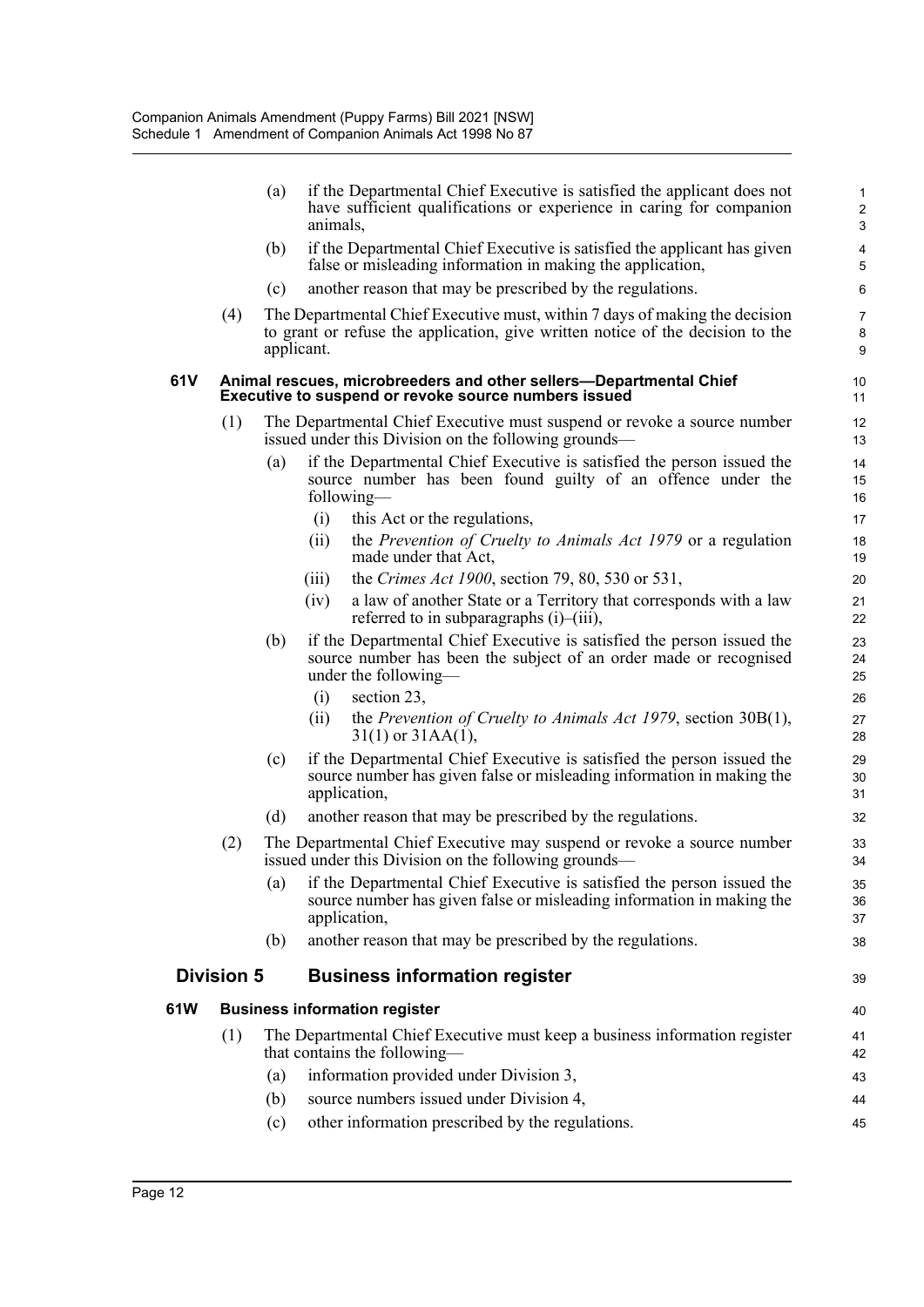(a) if the Departmental Chief Executive is satisfied the applicant does not have sufficient qualifications or experience in caring for companion animals,

(b) if the Departmental Chief Executive is satisfied the applicant has given false or misleading information in making the application,

(c) another reason that may be prescribed by the regulations.

(4) The Departmental Chief Executive must, within 7 days of making the decision to grant or refuse the application, give written notice of the decision to the applicant.

#### 61V Animal rescues, microbreeders and other sellers—Departmental Chief Executive to suspend or revoke source numbers issued

(1) The Departmental Chief Executive must suspend or revoke a source number issued under this Division on the following grounds—

(a) if the Departmental Chief Executive is satisfied the person issued the source number has been found guilty of an offence under the following—

(i) this Act or the regulations,

(ii) the *Prevention of Cruelty to Animals Act 1979* or a regulation made under that Act,

(iii) the *Crimes Act 1900*, section 79, 80, 530 or 531,

(iv) a law of another State or a Territory that corresponds with a law referred to in subparagraphs (i)–(iii),

(b) if the Departmental Chief Executive is satisfied the person issued the source number has been the subject of an order made or recognised under the following—

(i) section 23,

(ii) the *Prevention of Cruelty to Animals Act 1979*, section 30B(1), 31(1) or 31AA(1),

(c) if the Departmental Chief Executive is satisfied the person issued the source number has given false or misleading information in making the application,

(d) another reason that may be prescribed by the regulations.

(2) The Departmental Chief Executive may suspend or revoke a source number issued under this Division on the following grounds—

(a) if the Departmental Chief Executive is satisfied the person issued the source number has given false or misleading information in making the application,

(b) another reason that may be prescribed by the regulations.

### Division 5 Business information register

#### 61W Business information register

(1) The Departmental Chief Executive must keep a business information register that contains the following—

(a) information provided under Division 3,

(b) source numbers issued under Division 4,

(c) other information prescribed by the regulations.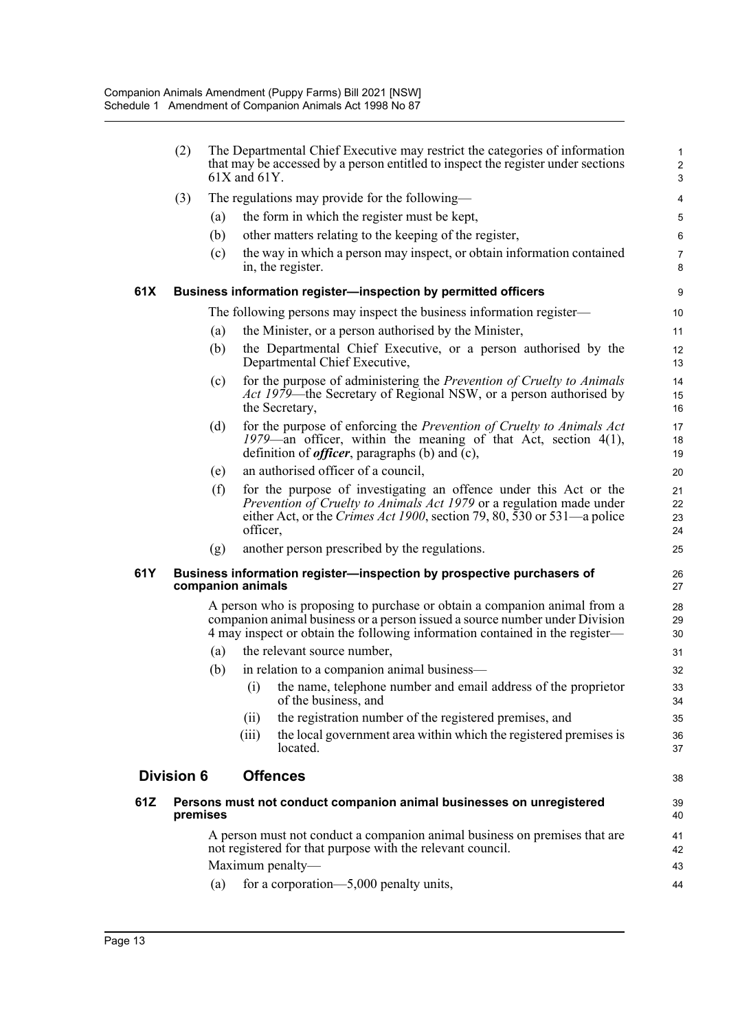(2) The Departmental Chief Executive may restrict the categories of information that may be accessed by a person entitled to inspect the register under sections 61X and 61Y.

(3) The regulations may provide for the following—

(a) the form in which the register must be kept,

(b) other matters relating to the keeping of the register,

(c) the way in which a person may inspect, or obtain information contained in, the register.

### 61X Business information register—inspection by permitted officers

The following persons may inspect the business information register—

(a) the Minister, or a person authorised by the Minister,

(b) the Departmental Chief Executive, or a person authorised by the Departmental Chief Executive,

(c) for the purpose of administering the *Prevention of Cruelty to Animals Act 1979*—the Secretary of Regional NSW, or a person authorised by the Secretary,

(d) for the purpose of enforcing the *Prevention of Cruelty to Animals Act 1979*—an officer, within the meaning of that Act, section 4(1), definition of ***officer***, paragraphs (b) and (c),

(e) an authorised officer of a council,

(f) for the purpose of investigating an offence under this Act or the *Prevention of Cruelty to Animals Act 1979* or a regulation made under either Act, or the *Crimes Act 1900*, section 79, 80, 530 or 531—a police officer,

(g) another person prescribed by the regulations.

### 61Y Business information register—inspection by prospective purchasers of companion animals

A person who is proposing to purchase or obtain a companion animal from a companion animal business or a person issued a source number under Division 4 may inspect or obtain the following information contained in the register—

(a) the relevant source number,

(b) in relation to a companion animal business—

(i) the name, telephone number and email address of the proprietor of the business, and

(ii) the registration number of the registered premises, and

(iii) the local government area within which the registered premises is located.

## Division 6 Offences

### 61Z Persons must not conduct companion animal businesses on unregistered premises

A person must not conduct a companion animal business on premises that are not registered for that purpose with the relevant council.

Maximum penalty—

(a) for a corporation—5,000 penalty units,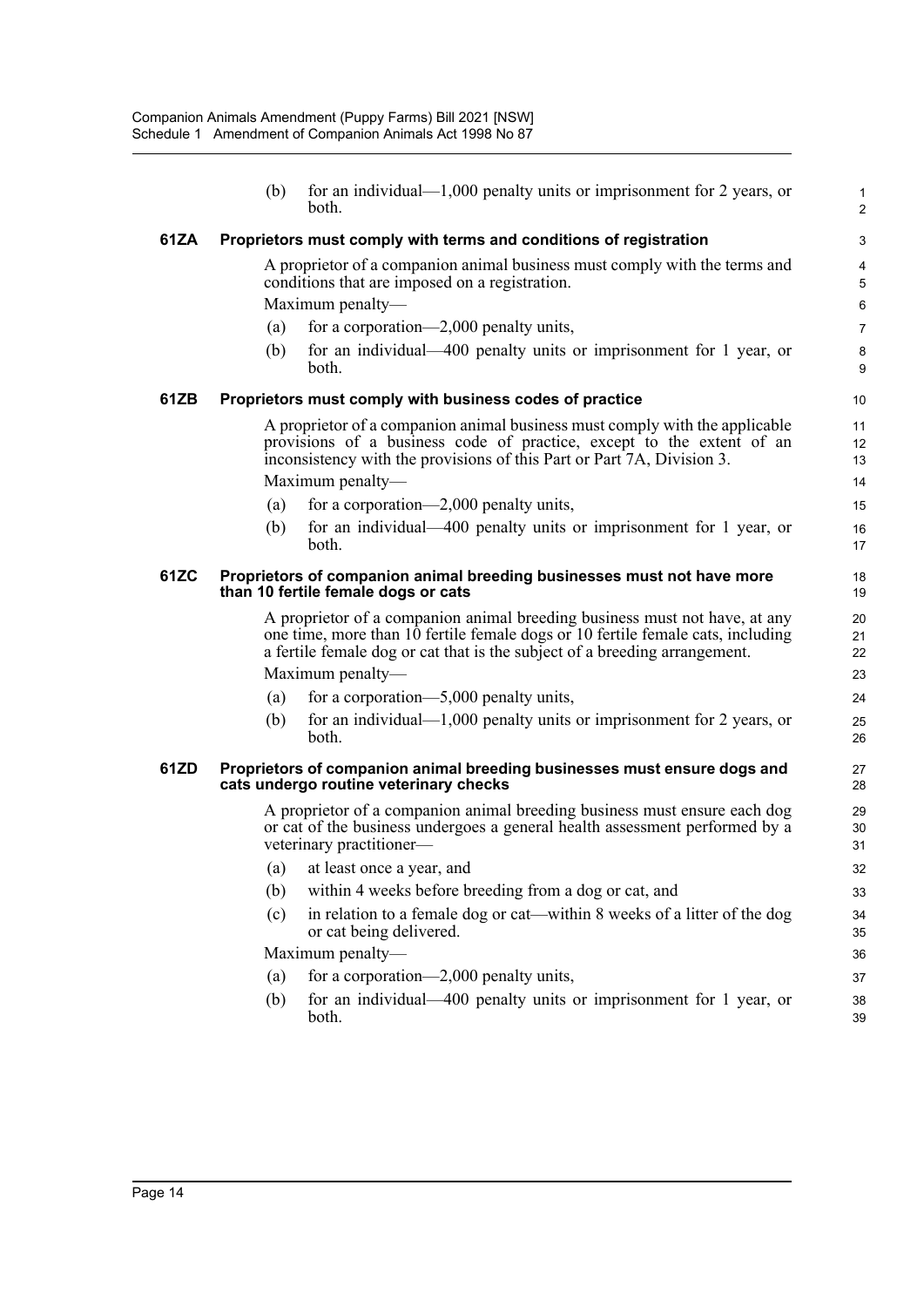(b) for an individual—1,000 penalty units or imprisonment for 2 years, or both.

### 61ZA Proprietors must comply with terms and conditions of registration

A proprietor of a companion animal business must comply with the terms and conditions that are imposed on a registration.

Maximum penalty—

(a) for a corporation—2,000 penalty units,

(b) for an individual—400 penalty units or imprisonment for 1 year, or both.

### 61ZB Proprietors must comply with business codes of practice

A proprietor of a companion animal business must comply with the applicable provisions of a business code of practice, except to the extent of an inconsistency with the provisions of this Part or Part 7A, Division 3.

Maximum penalty—

(a) for a corporation—2,000 penalty units,

(b) for an individual—400 penalty units or imprisonment for 1 year, or both.

### 61ZC Proprietors of companion animal breeding businesses must not have more than 10 fertile female dogs or cats

A proprietor of a companion animal breeding business must not have, at any one time, more than 10 fertile female dogs or 10 fertile female cats, including a fertile female dog or cat that is the subject of a breeding arrangement.

Maximum penalty—

(a) for a corporation—5,000 penalty units,

(b) for an individual—1,000 penalty units or imprisonment for 2 years, or both.

### 61ZD Proprietors of companion animal breeding businesses must ensure dogs and cats undergo routine veterinary checks

A proprietor of a companion animal breeding business must ensure each dog or cat of the business undergoes a general health assessment performed by a veterinary practitioner—

(a) at least once a year, and

(b) within 4 weeks before breeding from a dog or cat, and

(c) in relation to a female dog or cat—within 8 weeks of a litter of the dog or cat being delivered.

Maximum penalty—

(a) for a corporation—2,000 penalty units,

(b) for an individual—400 penalty units or imprisonment for 1 year, or both.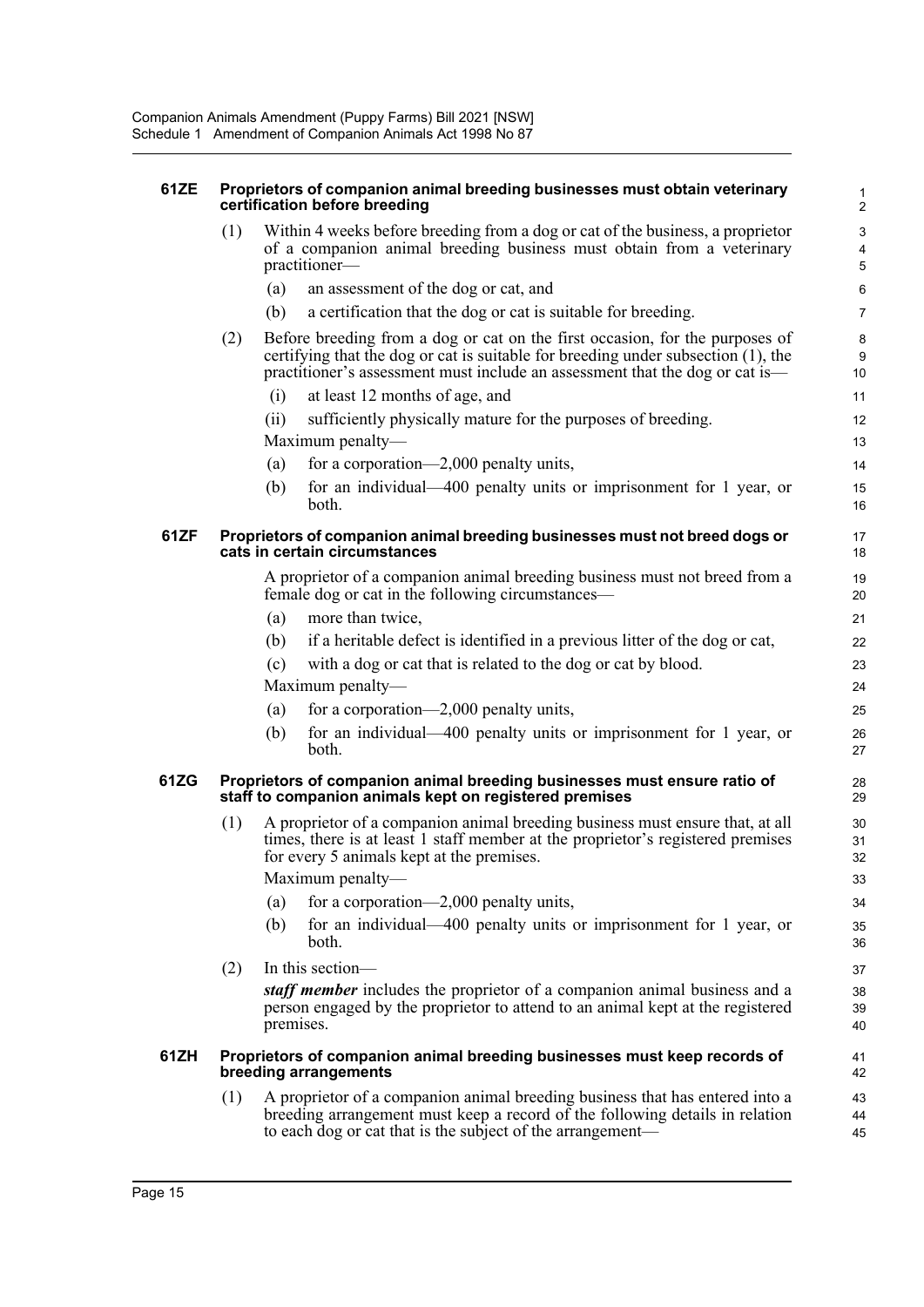#### 61ZE Proprietors of companion animal breeding businesses must obtain veterinary certification before breeding

(1) Within 4 weeks before breeding from a dog or cat of the business, a proprietor of a companion animal breeding business must obtain from a veterinary practitioner—

(a) an assessment of the dog or cat, and

(b) a certification that the dog or cat is suitable for breeding.

(2) Before breeding from a dog or cat on the first occasion, for the purposes of certifying that the dog or cat is suitable for breeding under subsection (1), the practitioner's assessment must include an assessment that the dog or cat is—

(i) at least 12 months of age, and

(ii) sufficiently physically mature for the purposes of breeding.

Maximum penalty—

(a) for a corporation—2,000 penalty units,

(b) for an individual—400 penalty units or imprisonment for 1 year, or both.

#### 61ZF Proprietors of companion animal breeding businesses must not breed dogs or cats in certain circumstances

A proprietor of a companion animal breeding business must not breed from a female dog or cat in the following circumstances—

(a) more than twice,

(b) if a heritable defect is identified in a previous litter of the dog or cat,

(c) with a dog or cat that is related to the dog or cat by blood.

Maximum penalty—

(a) for a corporation—2,000 penalty units,

(b) for an individual—400 penalty units or imprisonment for 1 year, or both.

#### 61ZG Proprietors of companion animal breeding businesses must ensure ratio of staff to companion animals kept on registered premises

(1) A proprietor of a companion animal breeding business must ensure that, at all times, there is at least 1 staff member at the proprietor's registered premises for every 5 animals kept at the premises.

Maximum penalty—

(a) for a corporation—2,000 penalty units,

(b) for an individual—400 penalty units or imprisonment for 1 year, or both.

(2) In this section—

***staff member*** includes the proprietor of a companion animal business and a person engaged by the proprietor to attend to an animal kept at the registered premises.

#### 61ZH Proprietors of companion animal breeding businesses must keep records of breeding arrangements

(1) A proprietor of a companion animal breeding business that has entered into a breeding arrangement must keep a record of the following details in relation to each dog or cat that is the subject of the arrangement—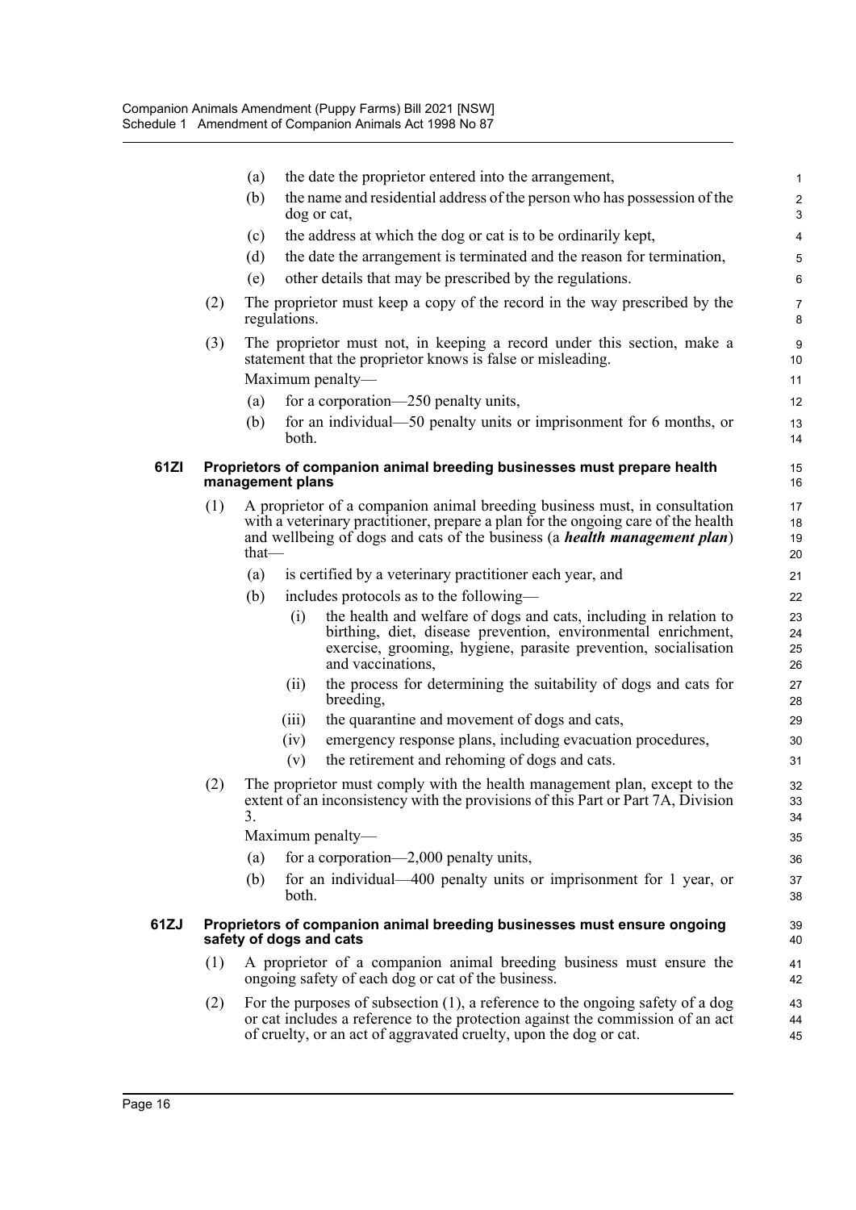(a) the date the proprietor entered into the arrangement,

(b) the name and residential address of the person who has possession of the dog or cat,

(c) the address at which the dog or cat is to be ordinarily kept,

(d) the date the arrangement is terminated and the reason for termination,

(e) other details that may be prescribed by the regulations.

(2) The proprietor must keep a copy of the record in the way prescribed by the regulations.

(3) The proprietor must not, in keeping a record under this section, make a statement that the proprietor knows is false or misleading.

Maximum penalty—

(a) for a corporation—250 penalty units,

(b) for an individual—50 penalty units or imprisonment for 6 months, or both.

### 61ZI Proprietors of companion animal breeding businesses must prepare health management plans

(1) A proprietor of a companion animal breeding business must, in consultation with a veterinary practitioner, prepare a plan for the ongoing care of the health and wellbeing of dogs and cats of the business (a ***health management plan***) that—

(a) is certified by a veterinary practitioner each year, and

(b) includes protocols as to the following—

(i) the health and welfare of dogs and cats, including in relation to birthing, diet, disease prevention, environmental enrichment, exercise, grooming, hygiene, parasite prevention, socialisation and vaccinations,

(ii) the process for determining the suitability of dogs and cats for breeding,

(iii) the quarantine and movement of dogs and cats,

(iv) emergency response plans, including evacuation procedures,

(v) the retirement and rehoming of dogs and cats.

(2) The proprietor must comply with the health management plan, except to the extent of an inconsistency with the provisions of this Part or Part 7A, Division 3.

Maximum penalty—

(a) for a corporation—2,000 penalty units,

(b) for an individual—400 penalty units or imprisonment for 1 year, or both.

### 61ZJ Proprietors of companion animal breeding businesses must ensure ongoing safety of dogs and cats

(1) A proprietor of a companion animal breeding business must ensure the ongoing safety of each dog or cat of the business.

(2) For the purposes of subsection (1), a reference to the ongoing safety of a dog or cat includes a reference to the protection against the commission of an act of cruelty, or an act of aggravated cruelty, upon the dog or cat.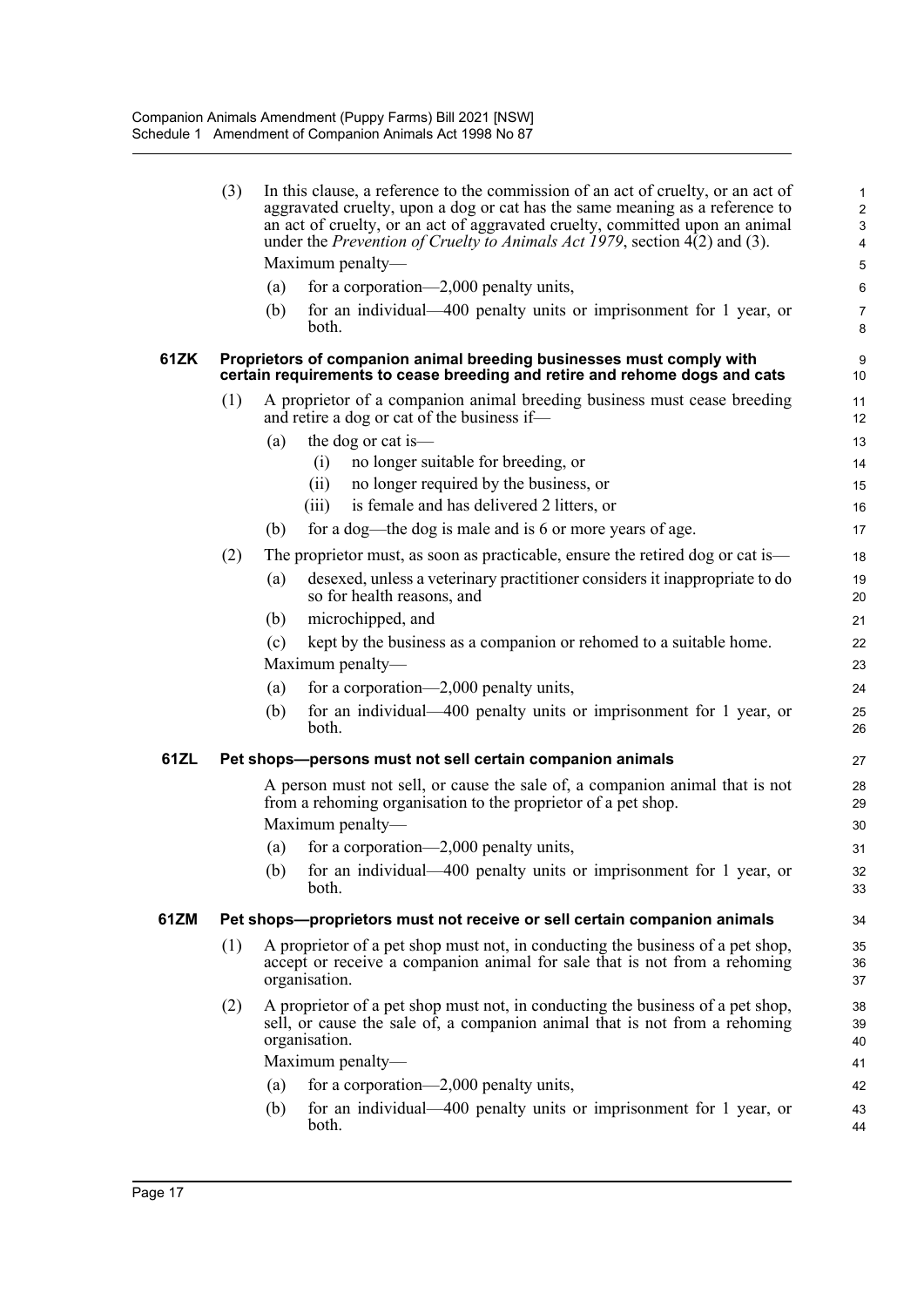(3) In this clause, a reference to the commission of an act of cruelty, or an act of aggravated cruelty, upon a dog or cat has the same meaning as a reference to an act of cruelty, or an act of aggravated cruelty, committed upon an animal under the *Prevention of Cruelty to Animals Act 1979*, section 4(2) and (3).

Maximum penalty—

(a) for a corporation—2,000 penalty units,

(b) for an individual—400 penalty units or imprisonment for 1 year, or both.

### 61ZK Proprietors of companion animal breeding businesses must comply with certain requirements to cease breeding and retire and rehome dogs and cats

(1) A proprietor of a companion animal breeding business must cease breeding and retire a dog or cat of the business if—

(a) the dog or cat is—

(i) no longer suitable for breeding, or

(ii) no longer required by the business, or

(iii) is female and has delivered 2 litters, or

(b) for a dog—the dog is male and is 6 or more years of age.

(2) The proprietor must, as soon as practicable, ensure the retired dog or cat is—

(a) desexed, unless a veterinary practitioner considers it inappropriate to do so for health reasons, and

(b) microchipped, and

(c) kept by the business as a companion or rehomed to a suitable home.

Maximum penalty—

(a) for a corporation—2,000 penalty units,

(b) for an individual—400 penalty units or imprisonment for 1 year, or both.

### 61ZL Pet shops—persons must not sell certain companion animals

A person must not sell, or cause the sale of, a companion animal that is not from a rehoming organisation to the proprietor of a pet shop.

Maximum penalty—

(a) for a corporation—2,000 penalty units,

(b) for an individual—400 penalty units or imprisonment for 1 year, or both.

### 61ZM Pet shops—proprietors must not receive or sell certain companion animals

(1) A proprietor of a pet shop must not, in conducting the business of a pet shop, accept or receive a companion animal for sale that is not from a rehoming organisation.

(2) A proprietor of a pet shop must not, in conducting the business of a pet shop, sell, or cause the sale of, a companion animal that is not from a rehoming organisation.

Maximum penalty—

(a) for a corporation—2,000 penalty units,

(b) for an individual—400 penalty units or imprisonment for 1 year, or both.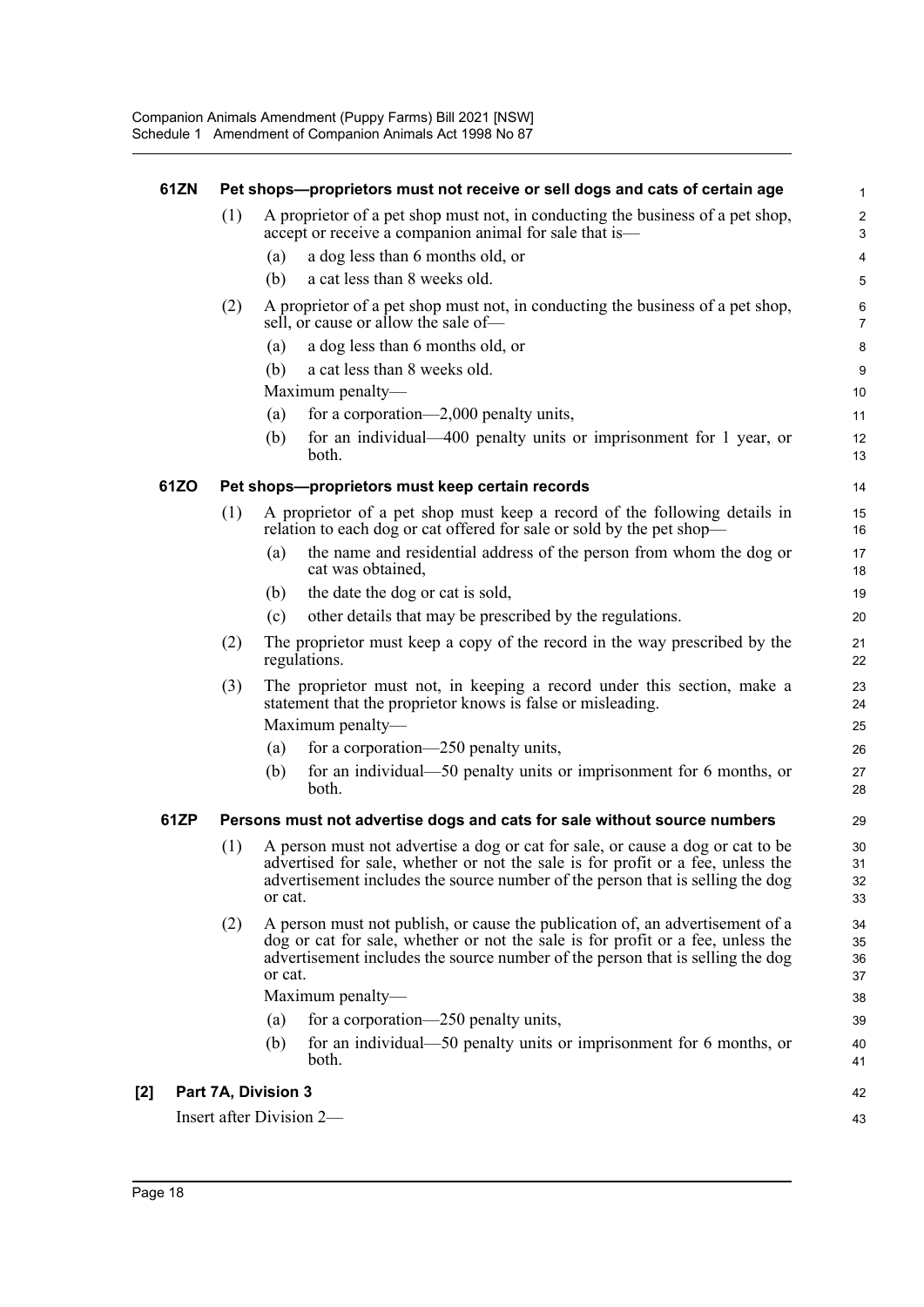**61ZN Pet shops—proprietors must not receive or sell dogs and cats of certain age**

(1) A proprietor of a pet shop must not, in conducting the business of a pet shop, accept or receive a companion animal for sale that is—

(a) a dog less than 6 months old, or

(b) a cat less than 8 weeks old.

(2) A proprietor of a pet shop must not, in conducting the business of a pet shop, sell, or cause or allow the sale of—

(a) a dog less than 6 months old, or

(b) a cat less than 8 weeks old.

Maximum penalty—

(a) for a corporation—2,000 penalty units,

(b) for an individual—400 penalty units or imprisonment for 1 year, or both.

**61ZO Pet shops—proprietors must keep certain records**

(1) A proprietor of a pet shop must keep a record of the following details in relation to each dog or cat offered for sale or sold by the pet shop—

(a) the name and residential address of the person from whom the dog or cat was obtained,

(b) the date the dog or cat is sold,

(c) other details that may be prescribed by the regulations.

(2) The proprietor must keep a copy of the record in the way prescribed by the regulations.

(3) The proprietor must not, in keeping a record under this section, make a statement that the proprietor knows is false or misleading.

Maximum penalty—

(a) for a corporation—250 penalty units,

(b) for an individual—50 penalty units or imprisonment for 6 months, or both.

**61ZP Persons must not advertise dogs and cats for sale without source numbers**

(1) A person must not advertise a dog or cat for sale, or cause a dog or cat to be advertised for sale, whether or not the sale is for profit or a fee, unless the advertisement includes the source number of the person that is selling the dog or cat.

(2) A person must not publish, or cause the publication of, an advertisement of a dog or cat for sale, whether or not the sale is for profit or a fee, unless the advertisement includes the source number of the person that is selling the dog or cat.

Maximum penalty—

(a) for a corporation—250 penalty units,

(b) for an individual—50 penalty units or imprisonment for 6 months, or both.

**[2] Part 7A, Division 3**

Insert after Division 2—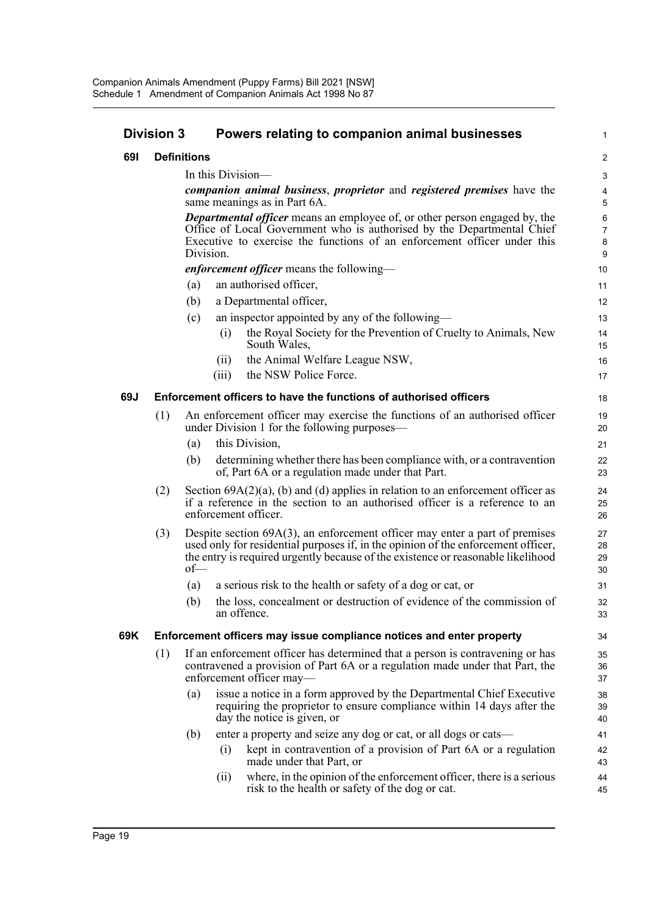## Division 3 Powers relating to companion animal businesses

### 69I Definitions

In this Division—

***companion animal business***, ***proprietor*** and ***registered premises*** have the same meanings as in Part 6A.

***Departmental officer*** means an employee of, or other person engaged by, the Office of Local Government who is authorised by the Departmental Chief Executive to exercise the functions of an enforcement officer under this Division.

***enforcement officer*** means the following—

(a) an authorised officer,

(b) a Departmental officer,

(c) an inspector appointed by any of the following—

(i) the Royal Society for the Prevention of Cruelty to Animals, New South Wales,

(ii) the Animal Welfare League NSW,

(iii) the NSW Police Force.

### 69J Enforcement officers to have the functions of authorised officers

(1) An enforcement officer may exercise the functions of an authorised officer under Division 1 for the following purposes—

(a) this Division,

(b) determining whether there has been compliance with, or a contravention of, Part 6A or a regulation made under that Part.

(2) Section 69A(2)(a), (b) and (d) applies in relation to an enforcement officer as if a reference in the section to an authorised officer is a reference to an enforcement officer.

(3) Despite section 69A(3), an enforcement officer may enter a part of premises used only for residential purposes if, in the opinion of the enforcement officer, the entry is required urgently because of the existence or reasonable likelihood of—

(a) a serious risk to the health or safety of a dog or cat, or

(b) the loss, concealment or destruction of evidence of the commission of an offence.

### 69K Enforcement officers may issue compliance notices and enter property

(1) If an enforcement officer has determined that a person is contravening or has contravened a provision of Part 6A or a regulation made under that Part, the enforcement officer may—

(a) issue a notice in a form approved by the Departmental Chief Executive requiring the proprietor to ensure compliance within 14 days after the day the notice is given, or

(b) enter a property and seize any dog or cat, or all dogs or cats—

(i) kept in contravention of a provision of Part 6A or a regulation made under that Part, or

(ii) where, in the opinion of the enforcement officer, there is a serious risk to the health or safety of the dog or cat.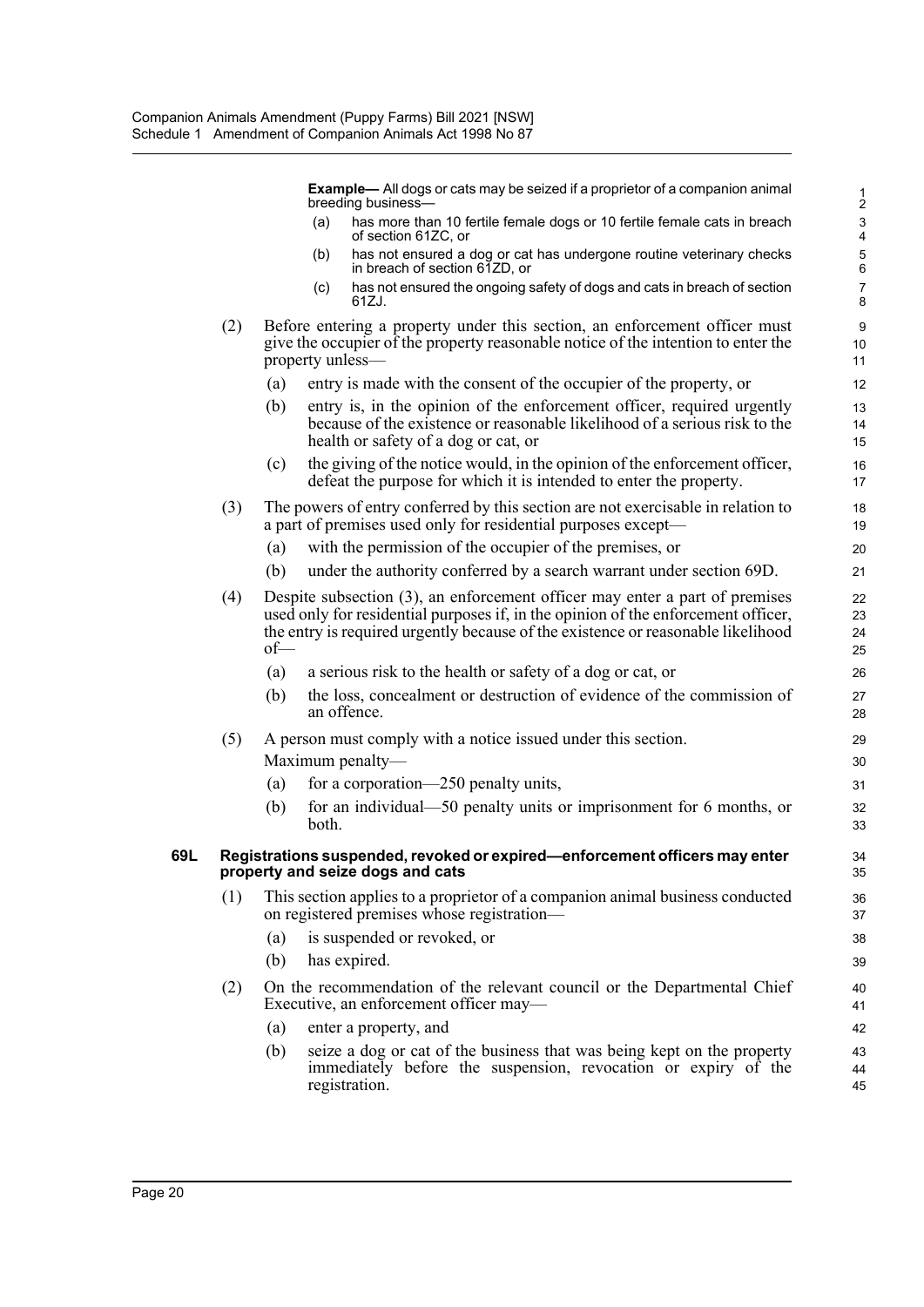**Example—** All dogs or cats may be seized if a proprietor of a companion animal breeding business—

(a) has more than 10 fertile female dogs or 10 fertile female cats in breach of section 61ZC, or

(b) has not ensured a dog or cat has undergone routine veterinary checks in breach of section 61ZD, or

(c) has not ensured the ongoing safety of dogs and cats in breach of section 61ZJ.

(2) Before entering a property under this section, an enforcement officer must give the occupier of the property reasonable notice of the intention to enter the property unless—

(a) entry is made with the consent of the occupier of the property, or

(b) entry is, in the opinion of the enforcement officer, required urgently because of the existence or reasonable likelihood of a serious risk to the health or safety of a dog or cat, or

(c) the giving of the notice would, in the opinion of the enforcement officer, defeat the purpose for which it is intended to enter the property.

(3) The powers of entry conferred by this section are not exercisable in relation to a part of premises used only for residential purposes except—

(a) with the permission of the occupier of the premises, or

(b) under the authority conferred by a search warrant under section 69D.

(4) Despite subsection (3), an enforcement officer may enter a part of premises used only for residential purposes if, in the opinion of the enforcement officer, the entry is required urgently because of the existence or reasonable likelihood of—

(a) a serious risk to the health or safety of a dog or cat, or

(b) the loss, concealment or destruction of evidence of the commission of an offence.

(5) A person must comply with a notice issued under this section.

Maximum penalty—

(a) for a corporation—250 penalty units,

(b) for an individual—50 penalty units or imprisonment for 6 months, or both.

### 69L Registrations suspended, revoked or expired—enforcement officers may enter property and seize dogs and cats

(1) This section applies to a proprietor of a companion animal business conducted on registered premises whose registration—

(a) is suspended or revoked, or

(b) has expired.

(2) On the recommendation of the relevant council or the Departmental Chief Executive, an enforcement officer may—

(a) enter a property, and

(b) seize a dog or cat of the business that was being kept on the property immediately before the suspension, revocation or expiry of the registration.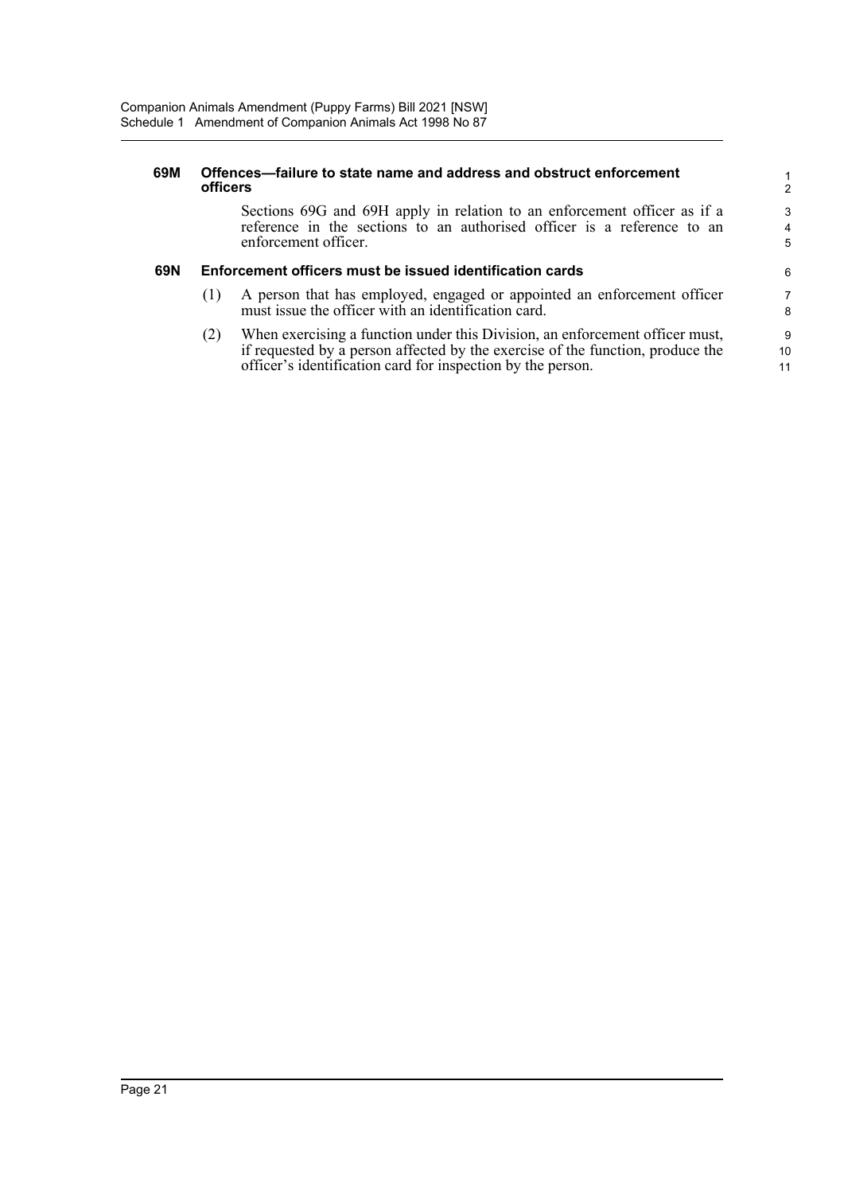**69M Offences—failure to state name and address and obstruct enforcement officers**

Sections 69G and 69H apply in relation to an enforcement officer as if a reference in the sections to an authorised officer is a reference to an enforcement officer.

**69N Enforcement officers must be issued identification cards**

(1) A person that has employed, engaged or appointed an enforcement officer must issue the officer with an identification card.

(2) When exercising a function under this Division, an enforcement officer must, if requested by a person affected by the exercise of the function, produce the officer's identification card for inspection by the person.